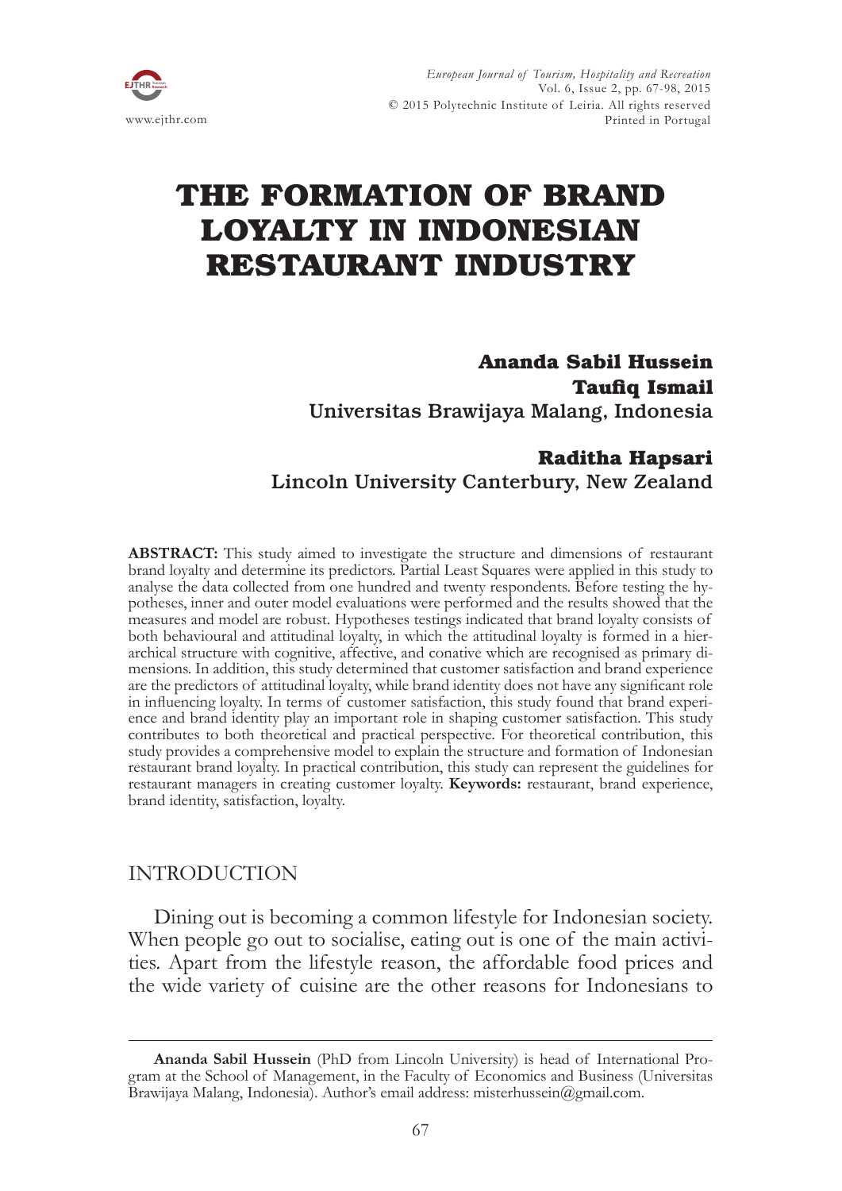# THE FORMATION OF BRAND LOYALTY IN INDONESIAN RESTAURANT INDUSTRY

**Ananda Sabil Hussein**
**Taufiq Ismail**
**Universitas Brawijaya Malang, Indonesia**

**Raditha Hapsari**
**Lincoln University Canterbury, New Zealand**

**ABSTRACT:** This study aimed to investigate the structure and dimensions of restaurant brand loyalty and determine its predictors. Partial Least Squares were applied in this study to analyse the data collected from one hundred and twenty respondents. Before testing the hypotheses, inner and outer model evaluations were performed and the results showed that the measures and model are robust. Hypotheses testings indicated that brand loyalty consists of both behavioural and attitudinal loyalty, in which the attitudinal loyalty is formed in a hierarchical structure with cognitive, affective, and conative which are recognised as primary dimensions. In addition, this study determined that customer satisfaction and brand experience are the predictors of attitudinal loyalty, while brand identity does not have any significant role in influencing loyalty. In terms of customer satisfaction, this study found that brand experience and brand identity play an important role in shaping customer satisfaction. This study contributes to both theoretical and practical perspective. For theoretical contribution, this study provides a comprehensive model to explain the structure and formation of Indonesian restaurant brand loyalty. In practical contribution, this study can represent the guidelines for restaurant managers in creating customer loyalty. **Keywords:** restaurant, brand experience, brand identity, satisfaction, loyalty.

## INTRODUCTION

Dining out is becoming a common lifestyle for Indonesian society. When people go out to socialise, eating out is one of the main activities. Apart from the lifestyle reason, the affordable food prices and the wide variety of cuisine are the other reasons for Indonesians to

---

**Ananda Sabil Hussein** (PhD from Lincoln University) is head of International Program at the School of Management, in the Faculty of Economics and Business (Universitas Brawijaya Malang, Indonesia). Author's email address: misterhussein@gmail.com.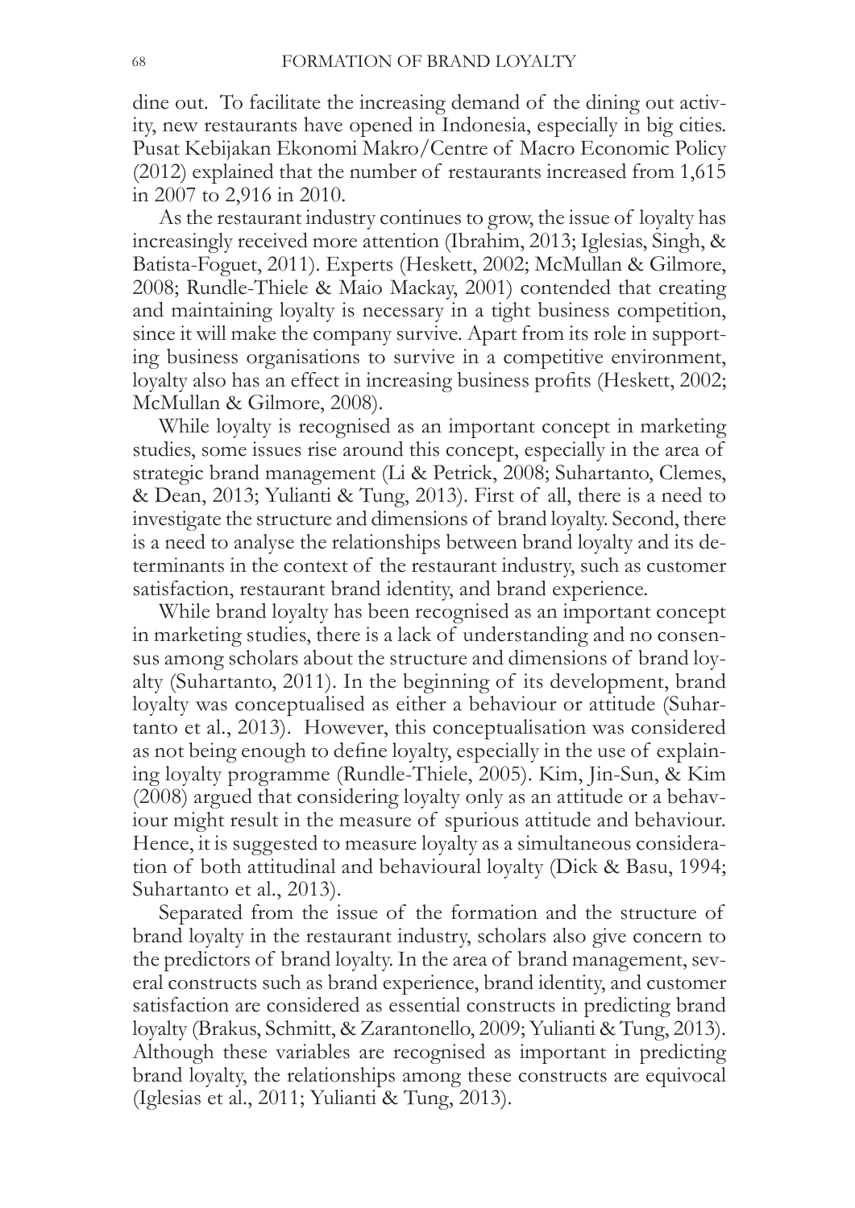dine out. To facilitate the increasing demand of the dining out activity, new restaurants have opened in Indonesia, especially in big cities. Pusat Kebijakan Ekonomi Makro/Centre of Macro Economic Policy (2012) explained that the number of restaurants increased from 1,615 in 2007 to 2,916 in 2010.

As the restaurant industry continues to grow, the issue of loyalty has increasingly received more attention (Ibrahim, 2013; Iglesias, Singh, & Batista-Foguet, 2011). Experts (Heskett, 2002; McMullan & Gilmore, 2008; Rundle-Thiele & Maio Mackay, 2001) contended that creating and maintaining loyalty is necessary in a tight business competition, since it will make the company survive. Apart from its role in supporting business organisations to survive in a competitive environment, loyalty also has an effect in increasing business profits (Heskett, 2002; McMullan & Gilmore, 2008).

While loyalty is recognised as an important concept in marketing studies, some issues rise around this concept, especially in the area of strategic brand management (Li & Petrick, 2008; Suhartanto, Clemes, & Dean, 2013; Yulianti & Tung, 2013). First of all, there is a need to investigate the structure and dimensions of brand loyalty. Second, there is a need to analyse the relationships between brand loyalty and its determinants in the context of the restaurant industry, such as customer satisfaction, restaurant brand identity, and brand experience.

While brand loyalty has been recognised as an important concept in marketing studies, there is a lack of understanding and no consensus among scholars about the structure and dimensions of brand loyalty (Suhartanto, 2011). In the beginning of its development, brand loyalty was conceptualised as either a behaviour or attitude (Suhartanto et al., 2013). However, this conceptualisation was considered as not being enough to define loyalty, especially in the use of explaining loyalty programme (Rundle-Thiele, 2005). Kim, Jin-Sun, & Kim (2008) argued that considering loyalty only as an attitude or a behaviour might result in the measure of spurious attitude and behaviour. Hence, it is suggested to measure loyalty as a simultaneous consideration of both attitudinal and behavioural loyalty (Dick & Basu, 1994; Suhartanto et al., 2013).

Separated from the issue of the formation and the structure of brand loyalty in the restaurant industry, scholars also give concern to the predictors of brand loyalty. In the area of brand management, several constructs such as brand experience, brand identity, and customer satisfaction are considered as essential constructs in predicting brand loyalty (Brakus, Schmitt, & Zarantonello, 2009; Yulianti & Tung, 2013). Although these variables are recognised as important in predicting brand loyalty, the relationships among these constructs are equivocal (Iglesias et al., 2011; Yulianti & Tung, 2013).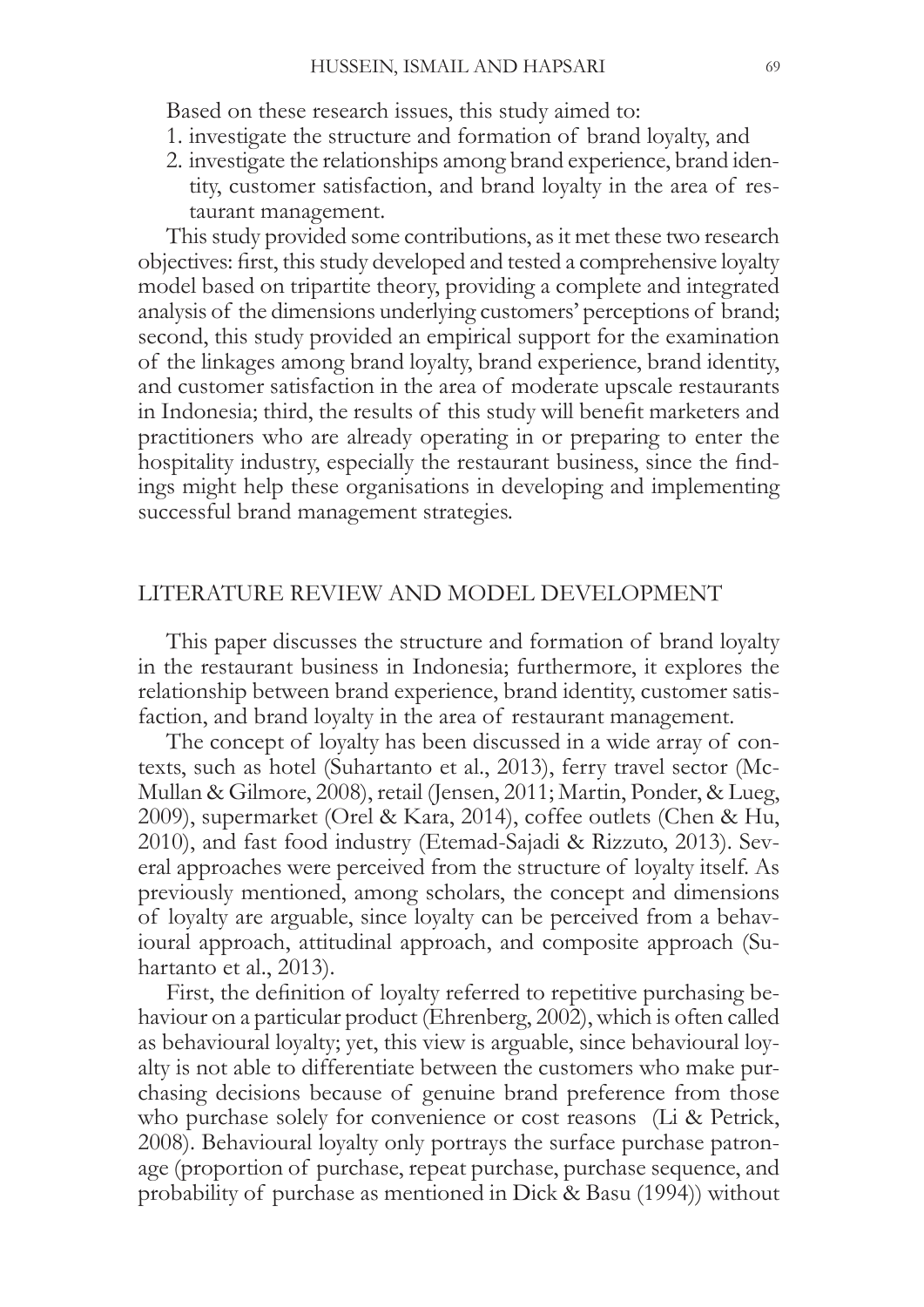Based on these research issues, this study aimed to:

1. investigate the structure and formation of brand loyalty, and
2. investigate the relationships among brand experience, brand identity, customer satisfaction, and brand loyalty in the area of restaurant management.

This study provided some contributions, as it met these two research objectives: first, this study developed and tested a comprehensive loyalty model based on tripartite theory, providing a complete and integrated analysis of the dimensions underlying customers' perceptions of brand; second, this study provided an empirical support for the examination of the linkages among brand loyalty, brand experience, brand identity, and customer satisfaction in the area of moderate upscale restaurants in Indonesia; third, the results of this study will benefit marketers and practitioners who are already operating in or preparing to enter the hospitality industry, especially the restaurant business, since the findings might help these organisations in developing and implementing successful brand management strategies.

## LITERATURE REVIEW AND MODEL DEVELOPMENT

This paper discusses the structure and formation of brand loyalty in the restaurant business in Indonesia; furthermore, it explores the relationship between brand experience, brand identity, customer satisfaction, and brand loyalty in the area of restaurant management.

The concept of loyalty has been discussed in a wide array of contexts, such as hotel (Suhartanto et al., 2013), ferry travel sector (McMullan & Gilmore, 2008), retail (Jensen, 2011; Martin, Ponder, & Lueg, 2009), supermarket (Orel & Kara, 2014), coffee outlets (Chen & Hu, 2010), and fast food industry (Etemad-Sajadi & Rizzuto, 2013). Several approaches were perceived from the structure of loyalty itself. As previously mentioned, among scholars, the concept and dimensions of loyalty are arguable, since loyalty can be perceived from a behavioural approach, attitudinal approach, and composite approach (Suhartanto et al., 2013).

First, the definition of loyalty referred to repetitive purchasing behaviour on a particular product (Ehrenberg, 2002), which is often called as behavioural loyalty; yet, this view is arguable, since behavioural loyalty is not able to differentiate between the customers who make purchasing decisions because of genuine brand preference from those who purchase solely for convenience or cost reasons (Li & Petrick, 2008). Behavioural loyalty only portrays the surface purchase patronage (proportion of purchase, repeat purchase, purchase sequence, and probability of purchase as mentioned in Dick & Basu (1994)) without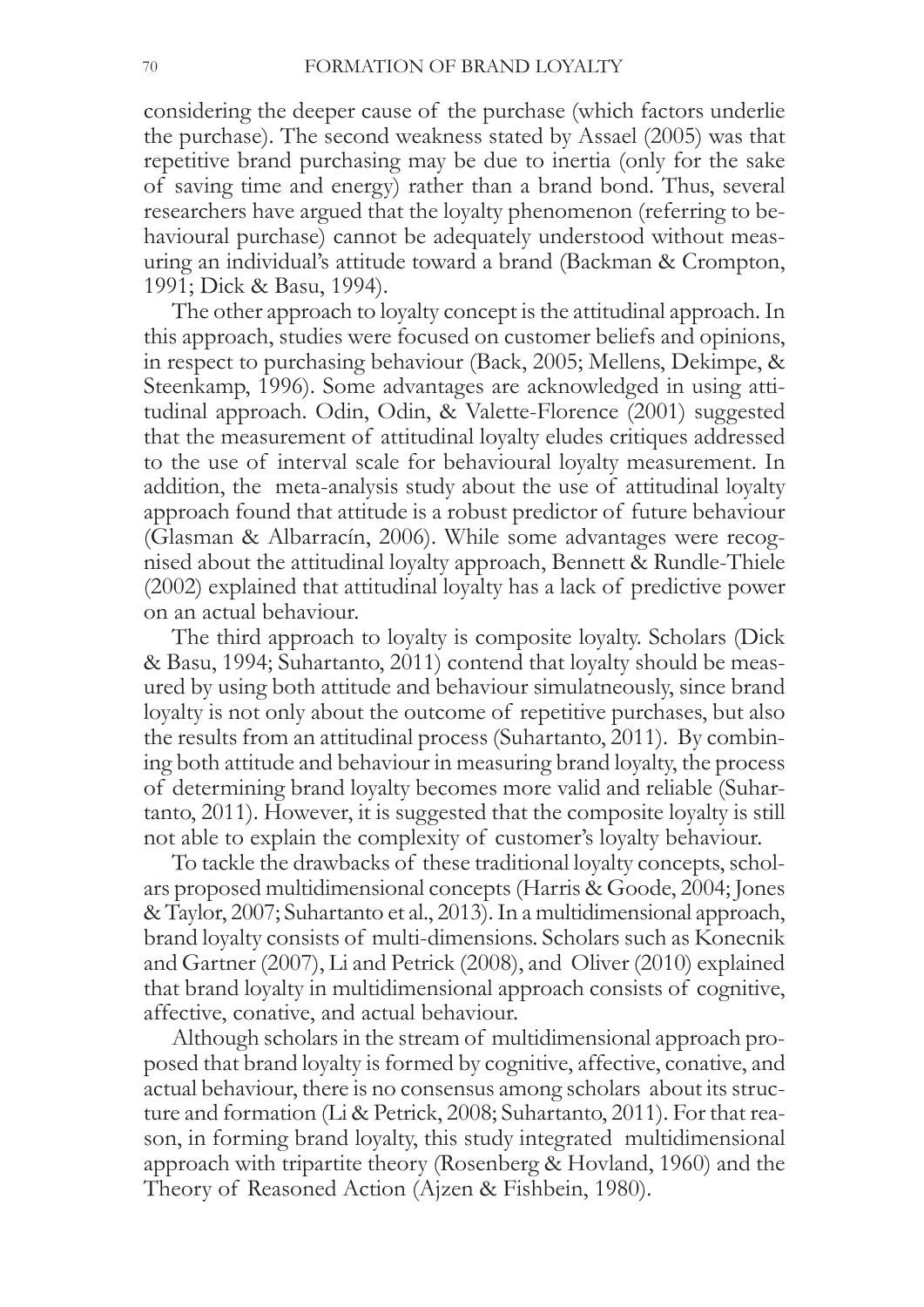considering the deeper cause of the purchase (which factors underlie the purchase). The second weakness stated by Assael (2005) was that repetitive brand purchasing may be due to inertia (only for the sake of saving time and energy) rather than a brand bond. Thus, several researchers have argued that the loyalty phenomenon (referring to behavioural purchase) cannot be adequately understood without measuring an individual's attitude toward a brand (Backman & Crompton, 1991; Dick & Basu, 1994).

The other approach to loyalty concept is the attitudinal approach. In this approach, studies were focused on customer beliefs and opinions, in respect to purchasing behaviour (Back, 2005; Mellens, Dekimpe, & Steenkamp, 1996). Some advantages are acknowledged in using attitudinal approach. Odin, Odin, & Valette-Florence (2001) suggested that the measurement of attitudinal loyalty eludes critiques addressed to the use of interval scale for behavioural loyalty measurement. In addition, the meta-analysis study about the use of attitudinal loyalty approach found that attitude is a robust predictor of future behaviour (Glasman & Albarracín, 2006). While some advantages were recognised about the attitudinal loyalty approach, Bennett & Rundle-Thiele (2002) explained that attitudinal loyalty has a lack of predictive power on an actual behaviour.

The third approach to loyalty is composite loyalty. Scholars (Dick & Basu, 1994; Suhartanto, 2011) contend that loyalty should be measured by using both attitude and behaviour simulatneously, since brand loyalty is not only about the outcome of repetitive purchases, but also the results from an attitudinal process (Suhartanto, 2011). By combining both attitude and behaviour in measuring brand loyalty, the process of determining brand loyalty becomes more valid and reliable (Suhartanto, 2011). However, it is suggested that the composite loyalty is still not able to explain the complexity of customer's loyalty behaviour.

To tackle the drawbacks of these traditional loyalty concepts, scholars proposed multidimensional concepts (Harris & Goode, 2004; Jones & Taylor, 2007; Suhartanto et al., 2013). In a multidimensional approach, brand loyalty consists of multi-dimensions. Scholars such as Konecnik and Gartner (2007), Li and Petrick (2008), and Oliver (2010) explained that brand loyalty in multidimensional approach consists of cognitive, affective, conative, and actual behaviour.

Although scholars in the stream of multidimensional approach proposed that brand loyalty is formed by cognitive, affective, conative, and actual behaviour, there is no consensus among scholars about its structure and formation (Li & Petrick, 2008; Suhartanto, 2011). For that reason, in forming brand loyalty, this study integrated multidimensional approach with tripartite theory (Rosenberg & Hovland, 1960) and the Theory of Reasoned Action (Ajzen & Fishbein, 1980).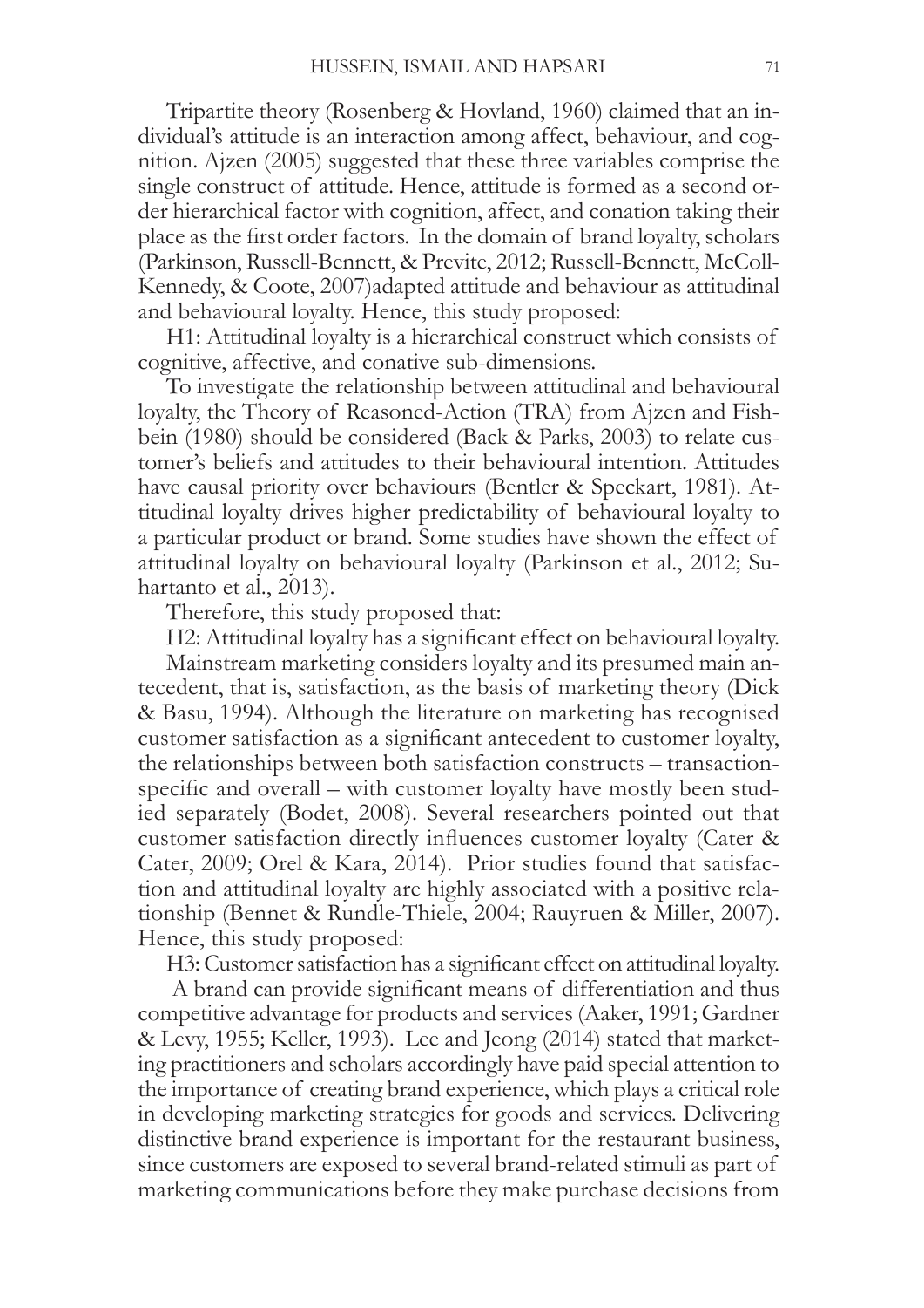Tripartite theory (Rosenberg & Hovland, 1960) claimed that an individual's attitude is an interaction among affect, behaviour, and cognition. Ajzen (2005) suggested that these three variables comprise the single construct of attitude. Hence, attitude is formed as a second order hierarchical factor with cognition, affect, and conation taking their place as the first order factors. In the domain of brand loyalty, scholars (Parkinson, Russell-Bennett, & Previte, 2012; Russell-Bennett, McColl-Kennedy, & Coote, 2007)adapted attitude and behaviour as attitudinal and behavioural loyalty. Hence, this study proposed:

H1: Attitudinal loyalty is a hierarchical construct which consists of cognitive, affective, and conative sub-dimensions.

To investigate the relationship between attitudinal and behavioural loyalty, the Theory of Reasoned-Action (TRA) from Ajzen and Fishbein (1980) should be considered (Back & Parks, 2003) to relate customer's beliefs and attitudes to their behavioural intention. Attitudes have causal priority over behaviours (Bentler & Speckart, 1981). Attitudinal loyalty drives higher predictability of behavioural loyalty to a particular product or brand. Some studies have shown the effect of attitudinal loyalty on behavioural loyalty (Parkinson et al., 2012; Suhartanto et al., 2013).

Therefore, this study proposed that:

H2: Attitudinal loyalty has a significant effect on behavioural loyalty.

Mainstream marketing considers loyalty and its presumed main antecedent, that is, satisfaction, as the basis of marketing theory (Dick & Basu, 1994). Although the literature on marketing has recognised customer satisfaction as a significant antecedent to customer loyalty, the relationships between both satisfaction constructs – transaction-specific and overall – with customer loyalty have mostly been studied separately (Bodet, 2008). Several researchers pointed out that customer satisfaction directly influences customer loyalty (Cater & Cater, 2009; Orel & Kara, 2014). Prior studies found that satisfaction and attitudinal loyalty are highly associated with a positive relationship (Bennet & Rundle-Thiele, 2004; Rauyruen & Miller, 2007). Hence, this study proposed:

H3: Customer satisfaction has a significant effect on attitudinal loyalty.

A brand can provide significant means of differentiation and thus competitive advantage for products and services (Aaker, 1991; Gardner & Levy, 1955; Keller, 1993). Lee and Jeong (2014) stated that marketing practitioners and scholars accordingly have paid special attention to the importance of creating brand experience, which plays a critical role in developing marketing strategies for goods and services. Delivering distinctive brand experience is important for the restaurant business, since customers are exposed to several brand-related stimuli as part of marketing communications before they make purchase decisions from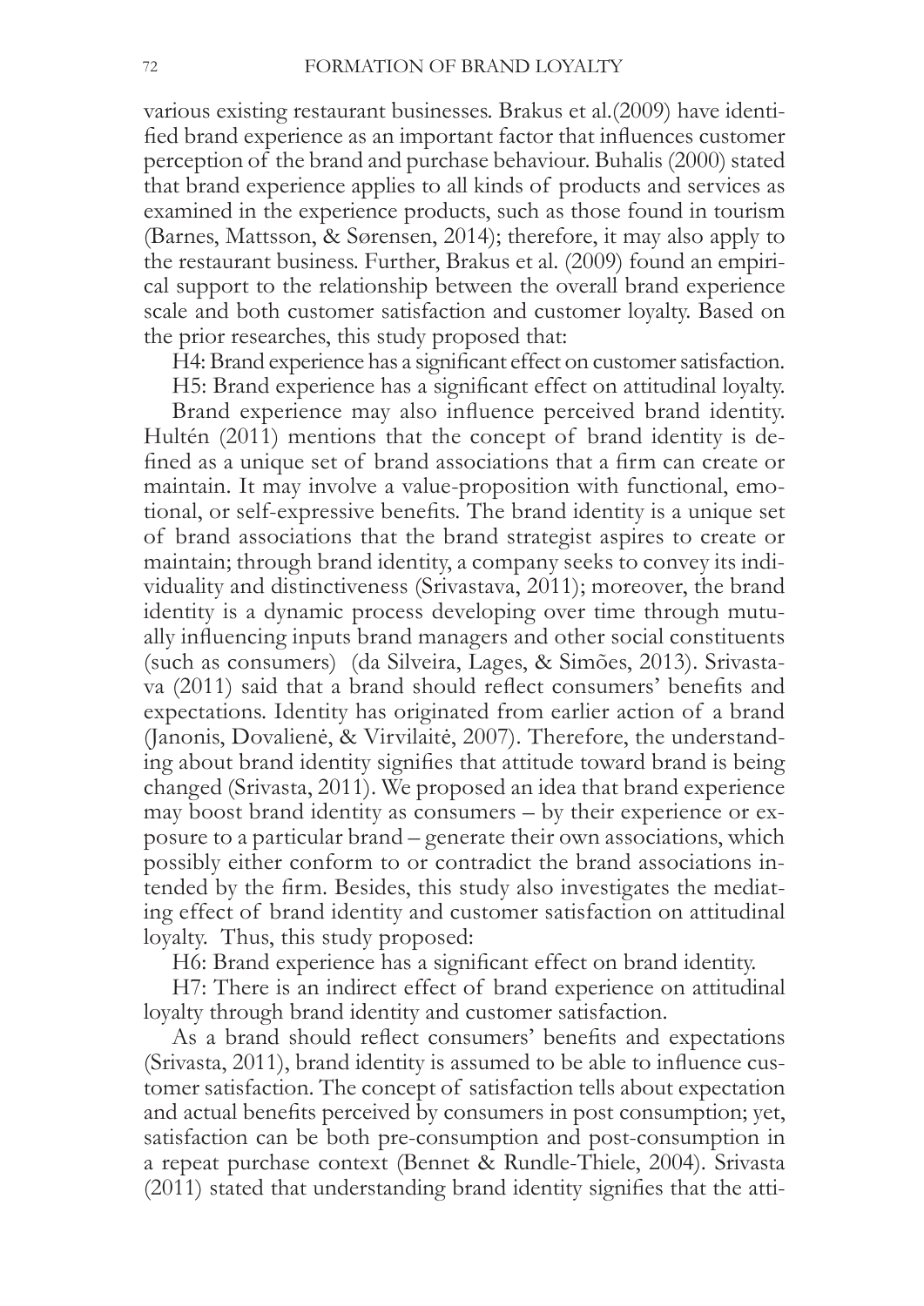various existing restaurant businesses. Brakus et al.(2009) have identified brand experience as an important factor that influences customer perception of the brand and purchase behaviour. Buhalis (2000) stated that brand experience applies to all kinds of products and services as examined in the experience products, such as those found in tourism (Barnes, Mattsson, & Sørensen, 2014); therefore, it may also apply to the restaurant business. Further, Brakus et al. (2009) found an empirical support to the relationship between the overall brand experience scale and both customer satisfaction and customer loyalty. Based on the prior researches, this study proposed that:

H4: Brand experience has a significant effect on customer satisfaction.

H5: Brand experience has a significant effect on attitudinal loyalty.

Brand experience may also influence perceived brand identity. Hultén (2011) mentions that the concept of brand identity is defined as a unique set of brand associations that a firm can create or maintain. It may involve a value-proposition with functional, emotional, or self-expressive benefits. The brand identity is a unique set of brand associations that the brand strategist aspires to create or maintain; through brand identity, a company seeks to convey its individuality and distinctiveness (Srivastava, 2011); moreover, the brand identity is a dynamic process developing over time through mutually influencing inputs brand managers and other social constituents (such as consumers) (da Silveira, Lages, & Simões, 2013). Srivastava (2011) said that a brand should reflect consumers' benefits and expectations. Identity has originated from earlier action of a brand (Janonis, Dovalienė, & Virvilaitė, 2007). Therefore, the understanding about brand identity signifies that attitude toward brand is being changed (Srivasta, 2011). We proposed an idea that brand experience may boost brand identity as consumers – by their experience or exposure to a particular brand – generate their own associations, which possibly either conform to or contradict the brand associations intended by the firm. Besides, this study also investigates the mediating effect of brand identity and customer satisfaction on attitudinal loyalty. Thus, this study proposed:

H6: Brand experience has a significant effect on brand identity.

H7: There is an indirect effect of brand experience on attitudinal loyalty through brand identity and customer satisfaction.

As a brand should reflect consumers' benefits and expectations (Srivasta, 2011), brand identity is assumed to be able to influence customer satisfaction. The concept of satisfaction tells about expectation and actual benefits perceived by consumers in post consumption; yet, satisfaction can be both pre-consumption and post-consumption in a repeat purchase context (Bennet & Rundle-Thiele, 2004). Srivasta (2011) stated that understanding brand identity signifies that the atti-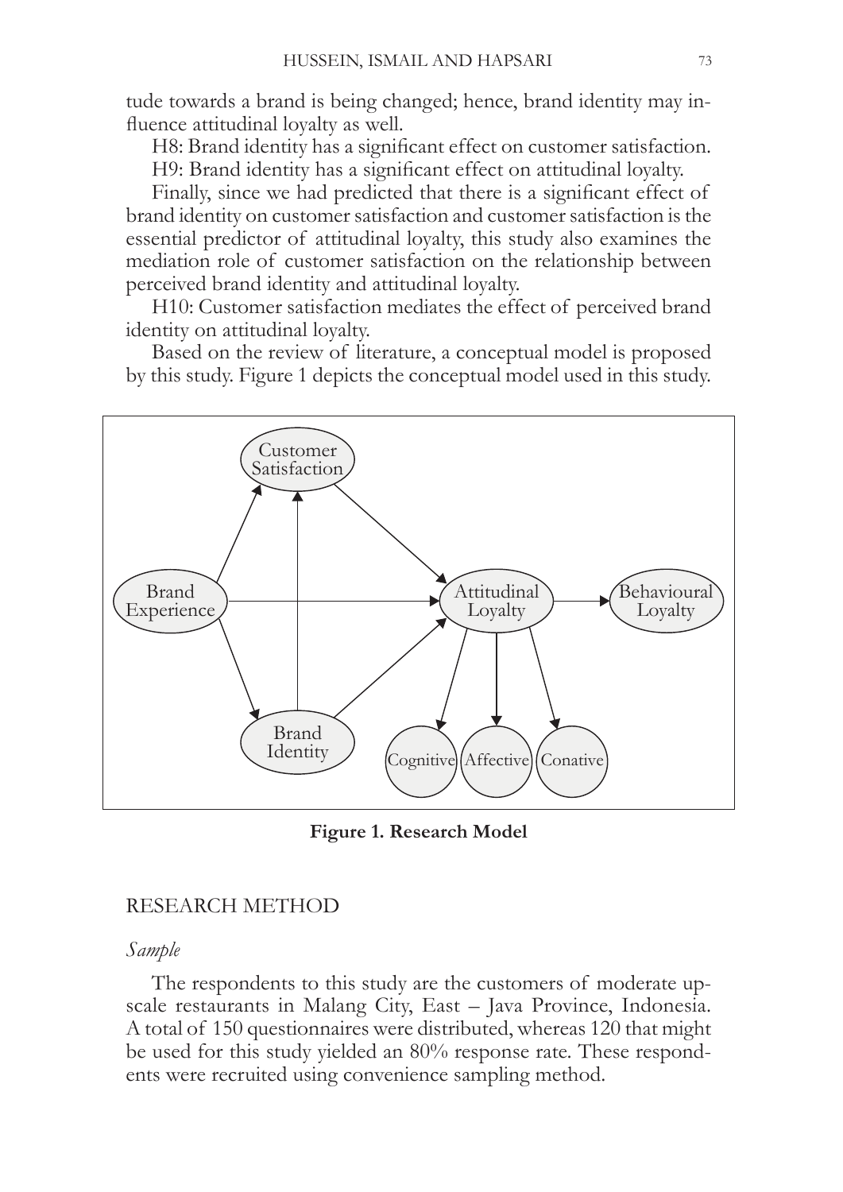tude towards a brand is being changed; hence, brand identity may influence attitudinal loyalty as well.

H8: Brand identity has a significant effect on customer satisfaction.

H9: Brand identity has a significant effect on attitudinal loyalty.

Finally, since we had predicted that there is a significant effect of brand identity on customer satisfaction and customer satisfaction is the essential predictor of attitudinal loyalty, this study also examines the mediation role of customer satisfaction on the relationship between perceived brand identity and attitudinal loyalty.

H10: Customer satisfaction mediates the effect of perceived brand identity on attitudinal loyalty.

Based on the review of literature, a conceptual model is proposed by this study. Figure 1 depicts the conceptual model used in this study.

**Figure 1. Research Model**

## RESEARCH METHOD

### *Sample*

The respondents to this study are the customers of moderate upscale restaurants in Malang City, East – Java Province, Indonesia. A total of 150 questionnaires were distributed, whereas 120 that might be used for this study yielded an 80% response rate. These respondents were recruited using convenience sampling method.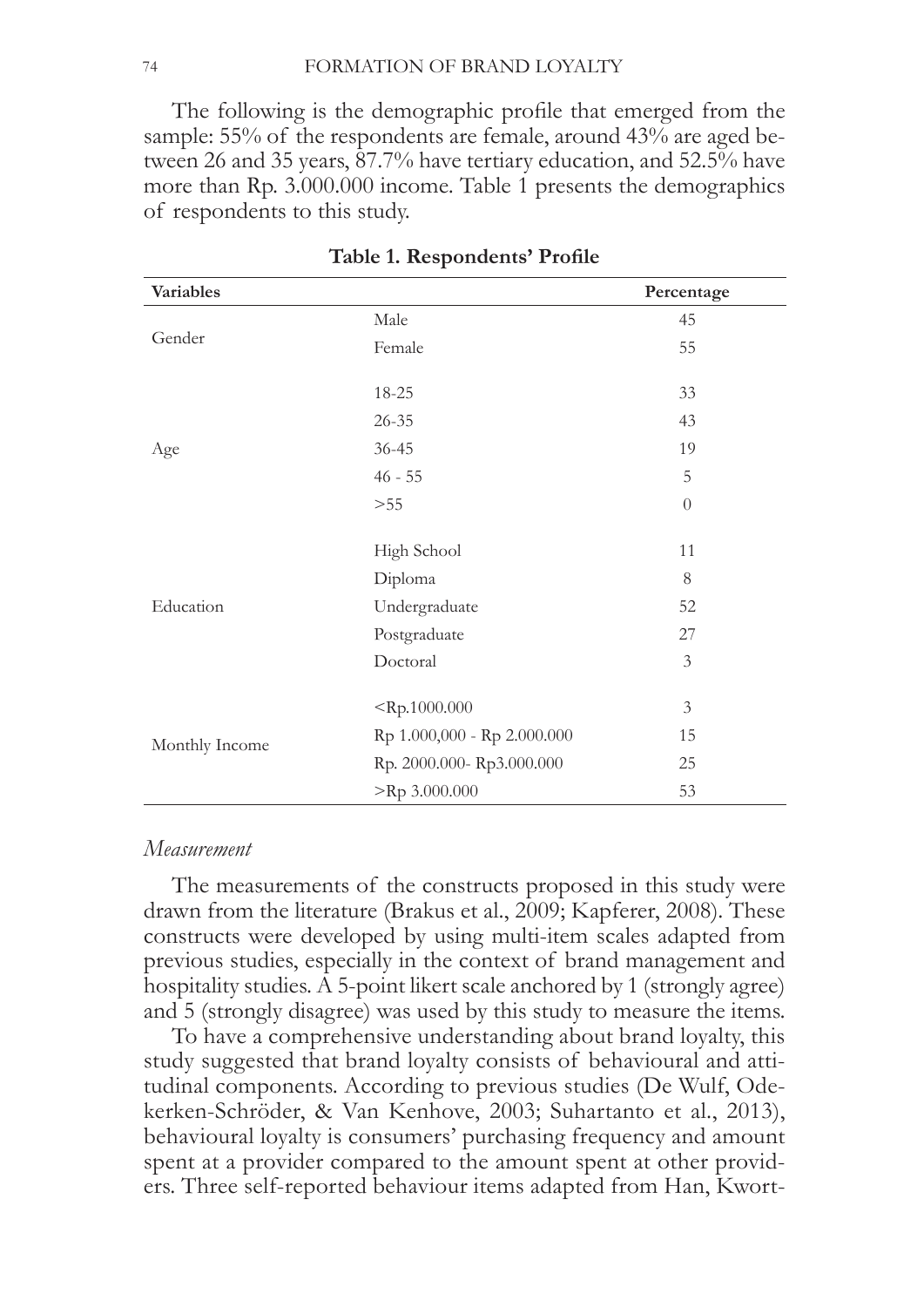The following is the demographic profile that emerged from the sample: 55% of the respondents are female, around 43% are aged between 26 and 35 years, 87.7% have tertiary education, and 52.5% have more than Rp. 3.000.000 income. Table 1 presents the demographics of respondents to this study.

**Table 1. Respondents' Profile**

| Variables | | Percentage |
|---|---|---|
| Gender | Male | 45 |
| | Female | 55 |
| Age | 18-25 | 33 |
| | 26-35 | 43 |
| | 36-45 | 19 |
| | 46 - 55 | 5 |
| | >55 | 0 |
| Education | High School | 11 |
| | Diploma | 8 |
| | Undergraduate | 52 |
| | Postgraduate | 27 |
| | Doctoral | 3 |
| Monthly Income | <Rp.1000.000 | 3 |
| | Rp 1.000,000 - Rp 2.000.000 | 15 |
| | Rp. 2000.000- Rp3.000.000 | 25 |
| | >Rp 3.000.000 | 53 |

*Measurement*

The measurements of the constructs proposed in this study were drawn from the literature (Brakus et al., 2009; Kapferer, 2008). These constructs were developed by using multi-item scales adapted from previous studies, especially in the context of brand management and hospitality studies. A 5-point likert scale anchored by 1 (strongly agree) and 5 (strongly disagree) was used by this study to measure the items.

To have a comprehensive understanding about brand loyalty, this study suggested that brand loyalty consists of behavioural and attitudinal components. According to previous studies (De Wulf, Odekerken-Schröder, & Van Kenhove, 2003; Suhartanto et al., 2013), behavioural loyalty is consumers' purchasing frequency and amount spent at a provider compared to the amount spent at other providers. Three self-reported behaviour items adapted from Han, Kwort-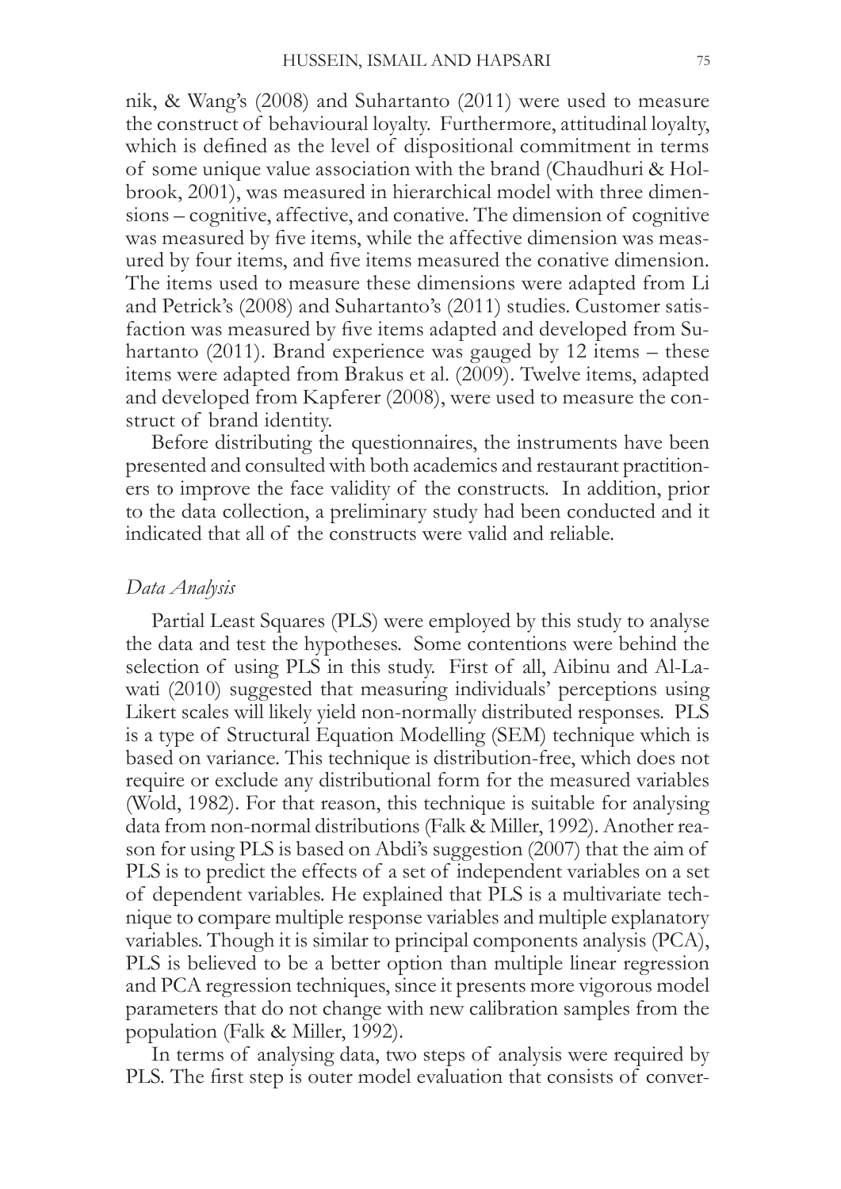nik, & Wang's (2008) and Suhartanto (2011) were used to measure the construct of behavioural loyalty. Furthermore, attitudinal loyalty, which is defined as the level of dispositional commitment in terms of some unique value association with the brand (Chaudhuri & Holbrook, 2001), was measured in hierarchical model with three dimensions – cognitive, affective, and conative. The dimension of cognitive was measured by five items, while the affective dimension was measured by four items, and five items measured the conative dimension. The items used to measure these dimensions were adapted from Li and Petrick's (2008) and Suhartanto's (2011) studies. Customer satisfaction was measured by five items adapted and developed from Suhartanto (2011). Brand experience was gauged by 12 items – these items were adapted from Brakus et al. (2009). Twelve items, adapted and developed from Kapferer (2008), were used to measure the construct of brand identity.

Before distributing the questionnaires, the instruments have been presented and consulted with both academics and restaurant practitioners to improve the face validity of the constructs. In addition, prior to the data collection, a preliminary study had been conducted and it indicated that all of the constructs were valid and reliable.

### *Data Analysis*

Partial Least Squares (PLS) were employed by this study to analyse the data and test the hypotheses. Some contentions were behind the selection of using PLS in this study. First of all, Aibinu and Al-Lawati (2010) suggested that measuring individuals' perceptions using Likert scales will likely yield non-normally distributed responses. PLS is a type of Structural Equation Modelling (SEM) technique which is based on variance. This technique is distribution-free, which does not require or exclude any distributional form for the measured variables (Wold, 1982). For that reason, this technique is suitable for analysing data from non-normal distributions (Falk & Miller, 1992). Another reason for using PLS is based on Abdi's suggestion (2007) that the aim of PLS is to predict the effects of a set of independent variables on a set of dependent variables. He explained that PLS is a multivariate technique to compare multiple response variables and multiple explanatory variables. Though it is similar to principal components analysis (PCA), PLS is believed to be a better option than multiple linear regression and PCA regression techniques, since it presents more vigorous model parameters that do not change with new calibration samples from the population (Falk & Miller, 1992).

In terms of analysing data, two steps of analysis were required by PLS. The first step is outer model evaluation that consists of conver-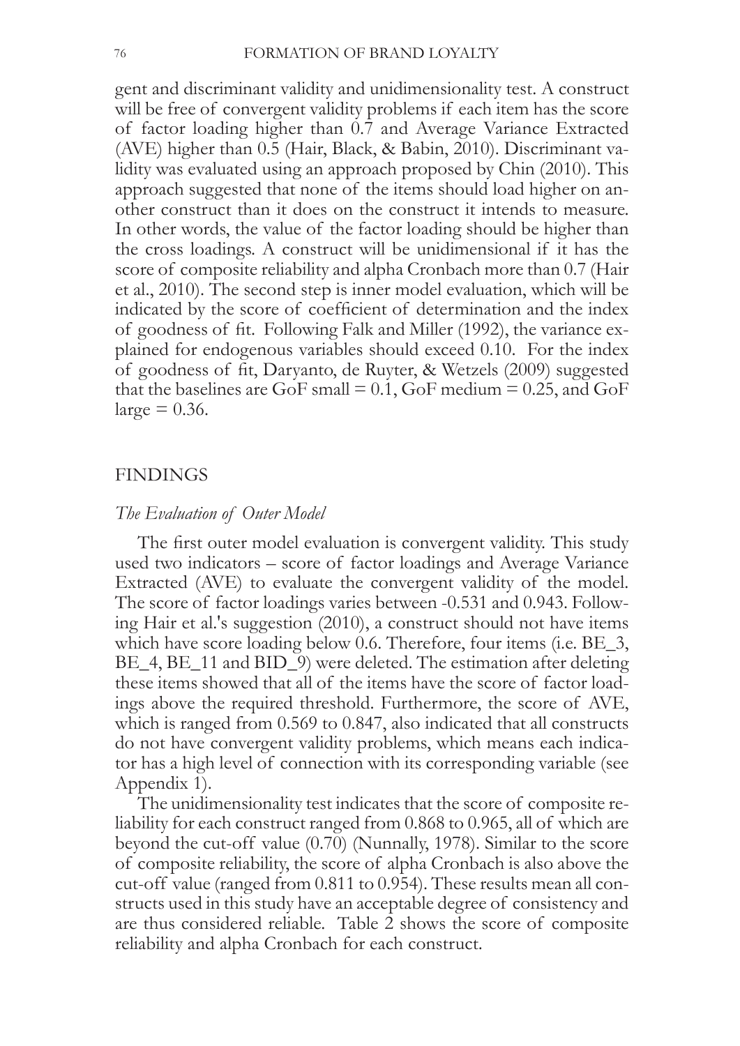gent and discriminant validity and unidimensionality test. A construct will be free of convergent validity problems if each item has the score of factor loading higher than 0.7 and Average Variance Extracted (AVE) higher than 0.5 (Hair, Black, & Babin, 2010). Discriminant validity was evaluated using an approach proposed by Chin (2010). This approach suggested that none of the items should load higher on another construct than it does on the construct it intends to measure. In other words, the value of the factor loading should be higher than the cross loadings. A construct will be unidimensional if it has the score of composite reliability and alpha Cronbach more than 0.7 (Hair et al., 2010). The second step is inner model evaluation, which will be indicated by the score of coefficient of determination and the index of goodness of fit. Following Falk and Miller (1992), the variance explained for endogenous variables should exceed 0.10. For the index of goodness of fit, Daryanto, de Ruyter, & Wetzels (2009) suggested that the baselines are GoF small = 0.1, GoF medium = 0.25, and GoF large = 0.36.

## FINDINGS

### *The Evaluation of Outer Model*

The first outer model evaluation is convergent validity. This study used two indicators – score of factor loadings and Average Variance Extracted (AVE) to evaluate the convergent validity of the model. The score of factor loadings varies between -0.531 and 0.943. Following Hair et al.'s suggestion (2010), a construct should not have items which have score loading below 0.6. Therefore, four items (i.e. BE_3, BE_4, BE_11 and BID_9) were deleted. The estimation after deleting these items showed that all of the items have the score of factor loadings above the required threshold. Furthermore, the score of AVE, which is ranged from 0.569 to 0.847, also indicated that all constructs do not have convergent validity problems, which means each indicator has a high level of connection with its corresponding variable (see Appendix 1).

The unidimensionality test indicates that the score of composite reliability for each construct ranged from 0.868 to 0.965, all of which are beyond the cut-off value (0.70) (Nunnally, 1978). Similar to the score of composite reliability, the score of alpha Cronbach is also above the cut-off value (ranged from 0.811 to 0.954). These results mean all constructs used in this study have an acceptable degree of consistency and are thus considered reliable. Table 2 shows the score of composite reliability and alpha Cronbach for each construct.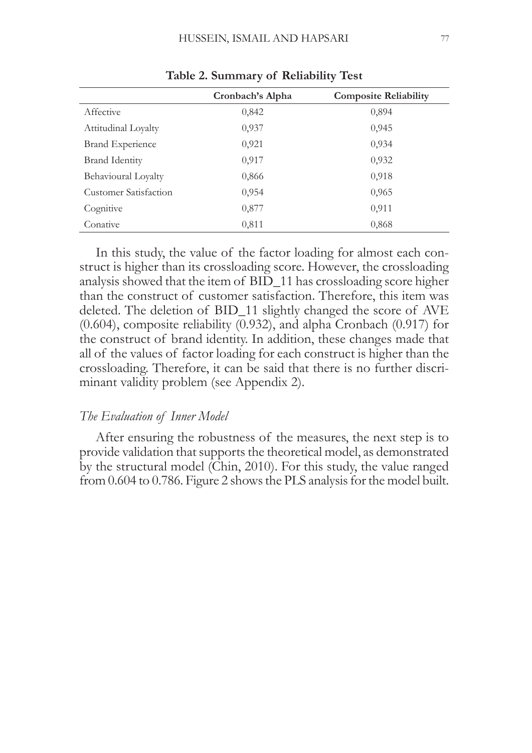**Table 2. Summary of Reliability Test**

| | Cronbach's Alpha | Composite Reliability |
|---|---|---|
| Affective | 0,842 | 0,894 |
| Attitudinal Loyalty | 0,937 | 0,945 |
| Brand Experience | 0,921 | 0,934 |
| Brand Identity | 0,917 | 0,932 |
| Behavioural Loyalty | 0,866 | 0,918 |
| Customer Satisfaction | 0,954 | 0,965 |
| Cognitive | 0,877 | 0,911 |
| Conative | 0,811 | 0,868 |

In this study, the value of the factor loading for almost each construct is higher than its crossloading score. However, the crossloading analysis showed that the item of BID_11 has crossloading score higher than the construct of customer satisfaction. Therefore, this item was deleted. The deletion of BID_11 slightly changed the score of AVE (0.604), composite reliability (0.932), and alpha Cronbach (0.917) for the construct of brand identity. In addition, these changes made that all of the values of factor loading for each construct is higher than the crossloading. Therefore, it can be said that there is no further discriminant validity problem (see Appendix 2).

### *The Evaluation of Inner Model*

After ensuring the robustness of the measures, the next step is to provide validation that supports the theoretical model, as demonstrated by the structural model (Chin, 2010). For this study, the value ranged from 0.604 to 0.786. Figure 2 shows the PLS analysis for the model built.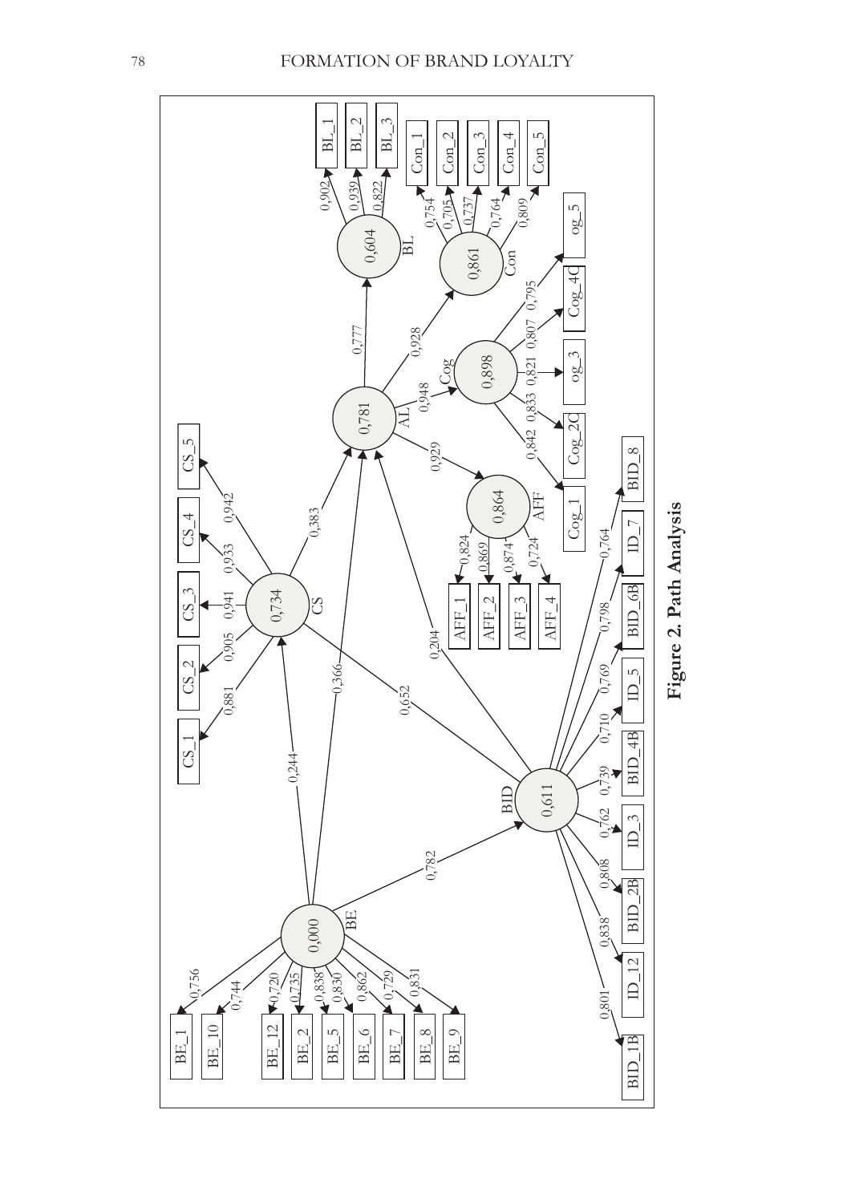**Figure 2. Path Analysis**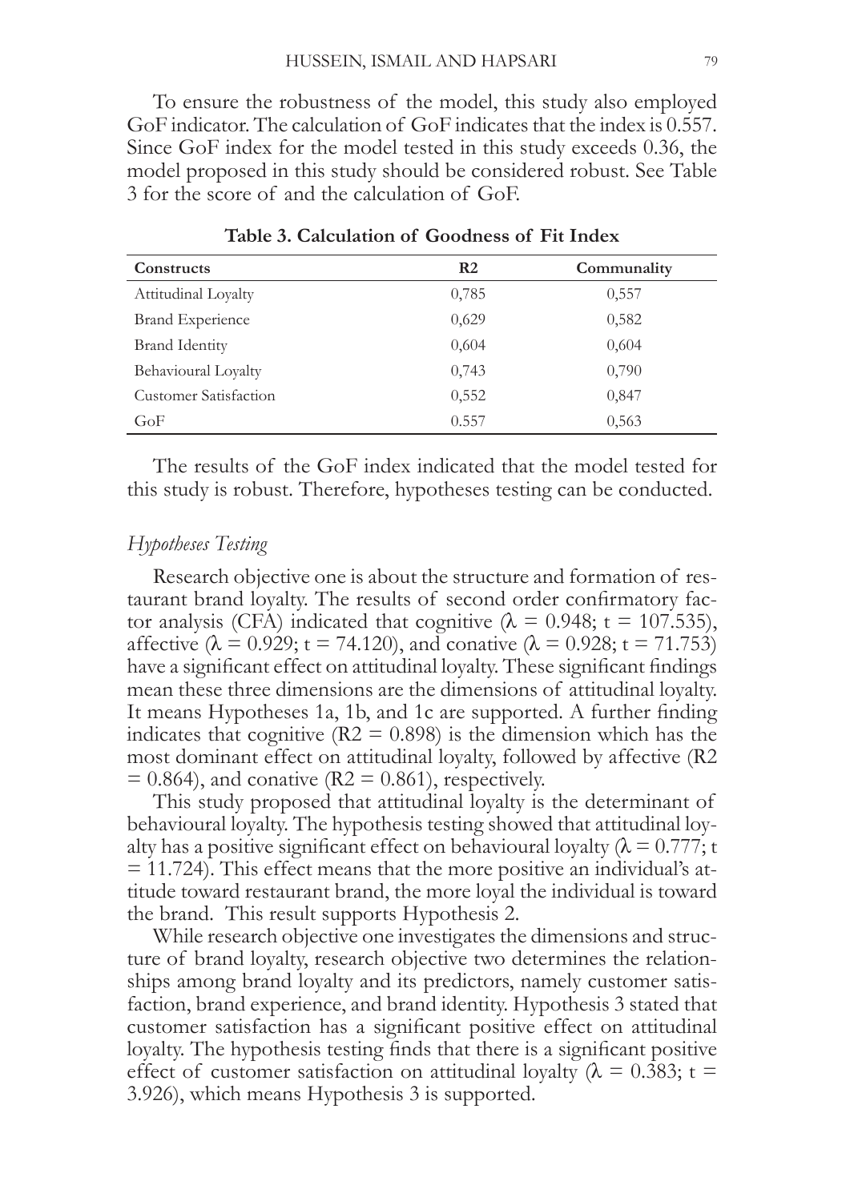To ensure the robustness of the model, this study also employed GoF indicator. The calculation of GoF indicates that the index is 0.557. Since GoF index for the model tested in this study exceeds 0.36, the model proposed in this study should be considered robust. See Table 3 for the score of and the calculation of GoF.

**Table 3. Calculation of Goodness of Fit Index**

| Constructs | R2 | Communality |
|---|---|---|
| Attitudinal Loyalty | 0,785 | 0,557 |
| Brand Experience | 0,629 | 0,582 |
| Brand Identity | 0,604 | 0,604 |
| Behavioural Loyalty | 0,743 | 0,790 |
| Customer Satisfaction | 0,552 | 0,847 |
| GoF | 0.557 | 0,563 |

The results of the GoF index indicated that the model tested for this study is robust. Therefore, hypotheses testing can be conducted.

*Hypotheses Testing*

Research objective one is about the structure and formation of restaurant brand loyalty. The results of second order confirmatory factor analysis (CFA) indicated that cognitive ($\lambda = 0.948$; $t = 107.535$), affective ($\lambda = 0.929$; $t = 74.120$), and conative ($\lambda = 0.928$; $t = 71.753$) have a significant effect on attitudinal loyalty. These significant findings mean these three dimensions are the dimensions of attitudinal loyalty. It means Hypotheses 1a, 1b, and 1c are supported. A further finding indicates that cognitive ($R2 = 0.898$) is the dimension which has the most dominant effect on attitudinal loyalty, followed by affective ($R2 = 0.864$), and conative ($R2 = 0.861$), respectively.

This study proposed that attitudinal loyalty is the determinant of behavioural loyalty. The hypothesis testing showed that attitudinal loyalty has a positive significant effect on behavioural loyalty ($\lambda = 0.777$; $t = 11.724$). This effect means that the more positive an individual's attitude toward restaurant brand, the more loyal the individual is toward the brand. This result supports Hypothesis 2.

While research objective one investigates the dimensions and structure of brand loyalty, research objective two determines the relationships among brand loyalty and its predictors, namely customer satisfaction, brand experience, and brand identity. Hypothesis 3 stated that customer satisfaction has a significant positive effect on attitudinal loyalty. The hypothesis testing finds that there is a significant positive effect of customer satisfaction on attitudinal loyalty ($\lambda = 0.383$; $t = 3.926$), which means Hypothesis 3 is supported.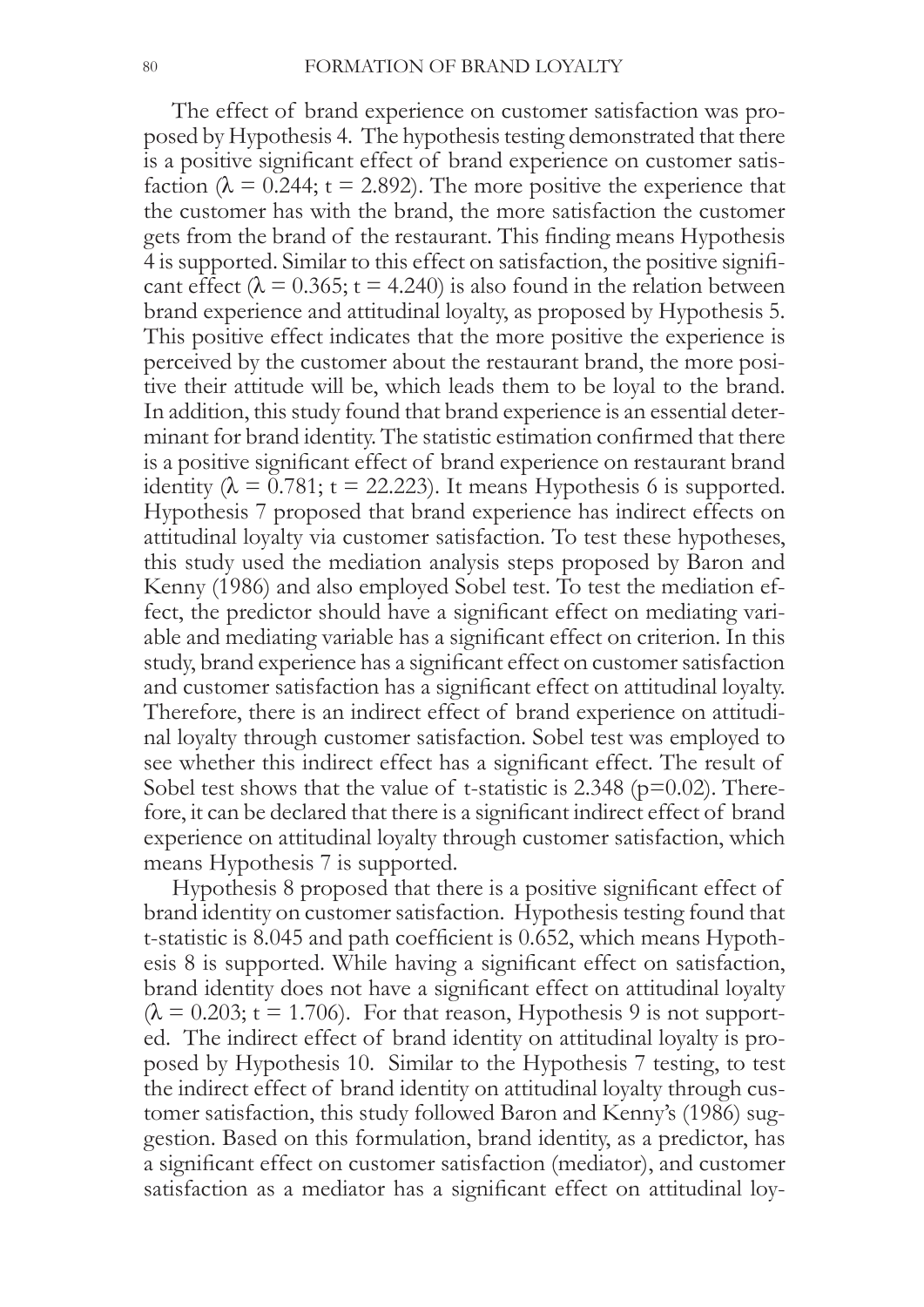The effect of brand experience on customer satisfaction was proposed by Hypothesis 4. The hypothesis testing demonstrated that there is a positive significant effect of brand experience on customer satisfaction ($\lambda = 0.244$; $t = 2.892$). The more positive the experience that the customer has with the brand, the more satisfaction the customer gets from the brand of the restaurant. This finding means Hypothesis 4 is supported. Similar to this effect on satisfaction, the positive significant effect ($\lambda = 0.365$; $t = 4.240$) is also found in the relation between brand experience and attitudinal loyalty, as proposed by Hypothesis 5. This positive effect indicates that the more positive the experience is perceived by the customer about the restaurant brand, the more positive their attitude will be, which leads them to be loyal to the brand. In addition, this study found that brand experience is an essential determinant for brand identity. The statistic estimation confirmed that there is a positive significant effect of brand experience on restaurant brand identity ($\lambda = 0.781$; $t = 22.223$). It means Hypothesis 6 is supported. Hypothesis 7 proposed that brand experience has indirect effects on attitudinal loyalty via customer satisfaction. To test these hypotheses, this study used the mediation analysis steps proposed by Baron and Kenny (1986) and also employed Sobel test. To test the mediation effect, the predictor should have a significant effect on mediating variable and mediating variable has a significant effect on criterion. In this study, brand experience has a significant effect on customer satisfaction and customer satisfaction has a significant effect on attitudinal loyalty. Therefore, there is an indirect effect of brand experience on attitudinal loyalty through customer satisfaction. Sobel test was employed to see whether this indirect effect has a significant effect. The result of Sobel test shows that the value of t-statistic is 2.348 ($p=0.02$). Therefore, it can be declared that there is a significant indirect effect of brand experience on attitudinal loyalty through customer satisfaction, which means Hypothesis 7 is supported.

Hypothesis 8 proposed that there is a positive significant effect of brand identity on customer satisfaction. Hypothesis testing found that t-statistic is 8.045 and path coefficient is 0.652, which means Hypothesis 8 is supported. While having a significant effect on satisfaction, brand identity does not have a significant effect on attitudinal loyalty ($\lambda = 0.203$; $t = 1.706$). For that reason, Hypothesis 9 is not supported. The indirect effect of brand identity on attitudinal loyalty is proposed by Hypothesis 10. Similar to the Hypothesis 7 testing, to test the indirect effect of brand identity on attitudinal loyalty through customer satisfaction, this study followed Baron and Kenny's (1986) suggestion. Based on this formulation, brand identity, as a predictor, has a significant effect on customer satisfaction (mediator), and customer satisfaction as a mediator has a significant effect on attitudinal loy-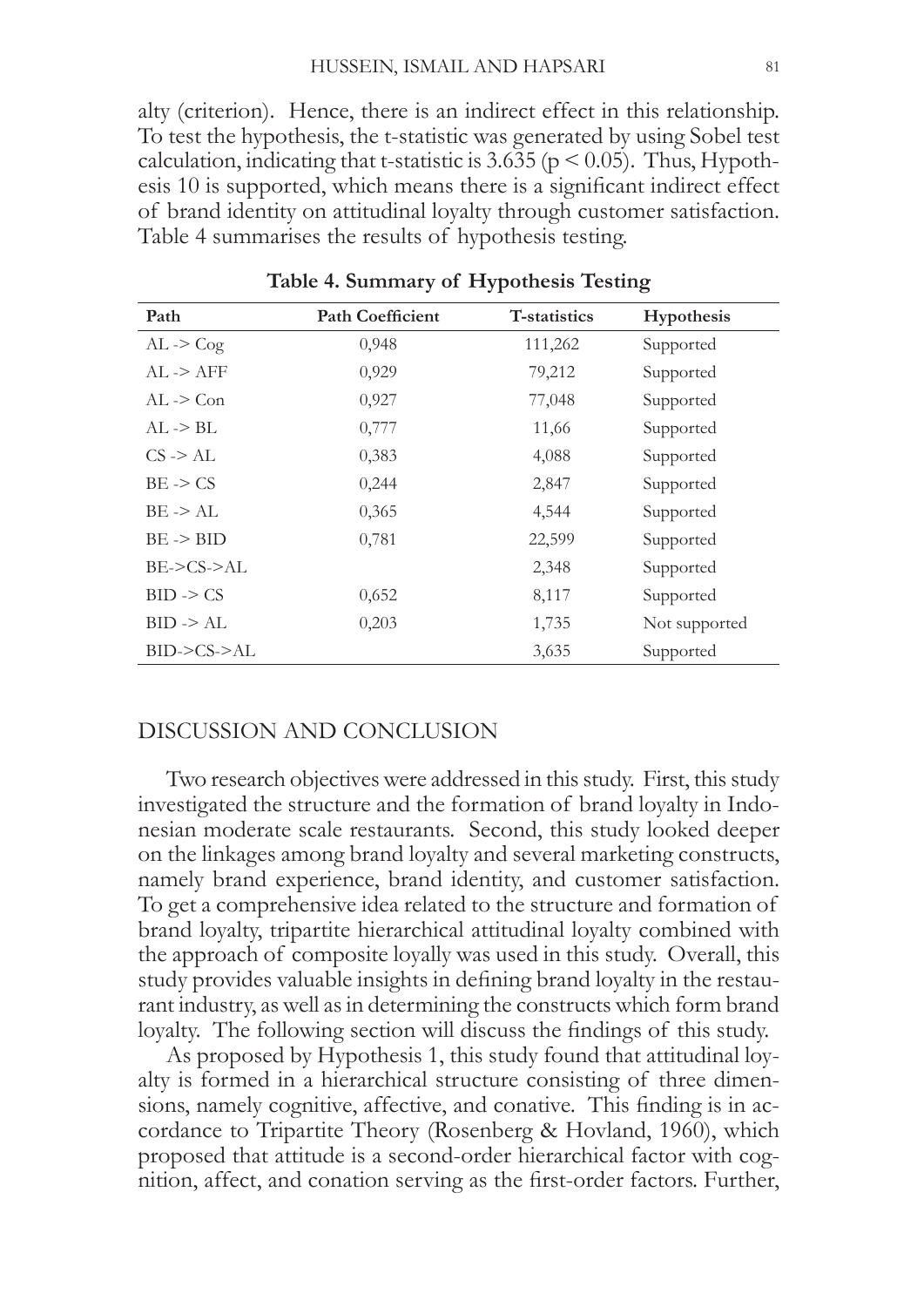alty (criterion). Hence, there is an indirect effect in this relationship. To test the hypothesis, the t-statistic was generated by using Sobel test calculation, indicating that t-statistic is 3.635 ($p < 0.05$). Thus, Hypothesis 10 is supported, which means there is a significant indirect effect of brand identity on attitudinal loyalty through customer satisfaction. Table 4 summarises the results of hypothesis testing.

**Table 4. Summary of Hypothesis Testing**

| Path | Path Coefficient | T-statistics | Hypothesis |
|---|---|---|---|
| AL -> Cog | 0,948 | 111,262 | Supported |
| AL -> AFF | 0,929 | 79,212 | Supported |
| AL -> Con | 0,927 | 77,048 | Supported |
| AL -> BL | 0,777 | 11,66 | Supported |
| CS -> AL | 0,383 | 4,088 | Supported |
| BE -> CS | 0,244 | 2,847 | Supported |
| BE -> AL | 0,365 | 4,544 | Supported |
| BE -> BID | 0,781 | 22,599 | Supported |
| BE->CS->AL | | 2,348 | Supported |
| BID -> CS | 0,652 | 8,117 | Supported |
| BID -> AL | 0,203 | 1,735 | Not supported |
| BID->CS->AL | | 3,635 | Supported |

## DISCUSSION AND CONCLUSION

Two research objectives were addressed in this study. First, this study investigated the structure and the formation of brand loyalty in Indonesian moderate scale restaurants. Second, this study looked deeper on the linkages among brand loyalty and several marketing constructs, namely brand experience, brand identity, and customer satisfaction. To get a comprehensive idea related to the structure and formation of brand loyalty, tripartite hierarchical attitudinal loyalty combined with the approach of composite loyally was used in this study. Overall, this study provides valuable insights in defining brand loyalty in the restaurant industry, as well as in determining the constructs which form brand loyalty. The following section will discuss the findings of this study.

As proposed by Hypothesis 1, this study found that attitudinal loyalty is formed in a hierarchical structure consisting of three dimensions, namely cognitive, affective, and conative. This finding is in accordance to Tripartite Theory (Rosenberg & Hovland, 1960), which proposed that attitude is a second-order hierarchical factor with cognition, affect, and conation serving as the first-order factors. Further,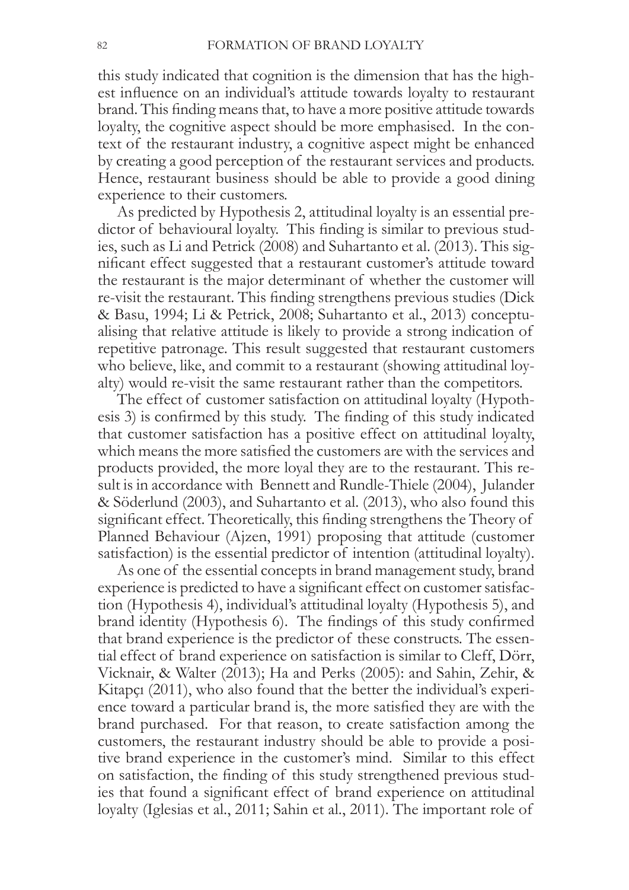this study indicated that cognition is the dimension that has the highest influence on an individual's attitude towards loyalty to restaurant brand. This finding means that, to have a more positive attitude towards loyalty, the cognitive aspect should be more emphasised. In the context of the restaurant industry, a cognitive aspect might be enhanced by creating a good perception of the restaurant services and products. Hence, restaurant business should be able to provide a good dining experience to their customers.

As predicted by Hypothesis 2, attitudinal loyalty is an essential predictor of behavioural loyalty. This finding is similar to previous studies, such as Li and Petrick (2008) and Suhartanto et al. (2013). This significant effect suggested that a restaurant customer's attitude toward the restaurant is the major determinant of whether the customer will re-visit the restaurant. This finding strengthens previous studies (Dick & Basu, 1994; Li & Petrick, 2008; Suhartanto et al., 2013) conceptualising that relative attitude is likely to provide a strong indication of repetitive patronage. This result suggested that restaurant customers who believe, like, and commit to a restaurant (showing attitudinal loyalty) would re-visit the same restaurant rather than the competitors.

The effect of customer satisfaction on attitudinal loyalty (Hypothesis 3) is confirmed by this study. The finding of this study indicated that customer satisfaction has a positive effect on attitudinal loyalty, which means the more satisfied the customers are with the services and products provided, the more loyal they are to the restaurant. This result is in accordance with Bennett and Rundle-Thiele (2004), Julander & Söderlund (2003), and Suhartanto et al. (2013), who also found this significant effect. Theoretically, this finding strengthens the Theory of Planned Behaviour (Ajzen, 1991) proposing that attitude (customer satisfaction) is the essential predictor of intention (attitudinal loyalty).

As one of the essential concepts in brand management study, brand experience is predicted to have a significant effect on customer satisfaction (Hypothesis 4), individual's attitudinal loyalty (Hypothesis 5), and brand identity (Hypothesis 6). The findings of this study confirmed that brand experience is the predictor of these constructs. The essential effect of brand experience on satisfaction is similar to Cleff, Dörr, Vicknair, & Walter (2013); Ha and Perks (2005): and Sahin, Zehir, & Kitapçı (2011), who also found that the better the individual's experience toward a particular brand is, the more satisfied they are with the brand purchased. For that reason, to create satisfaction among the customers, the restaurant industry should be able to provide a positive brand experience in the customer's mind. Similar to this effect on satisfaction, the finding of this study strengthened previous studies that found a significant effect of brand experience on attitudinal loyalty (Iglesias et al., 2011; Sahin et al., 2011). The important role of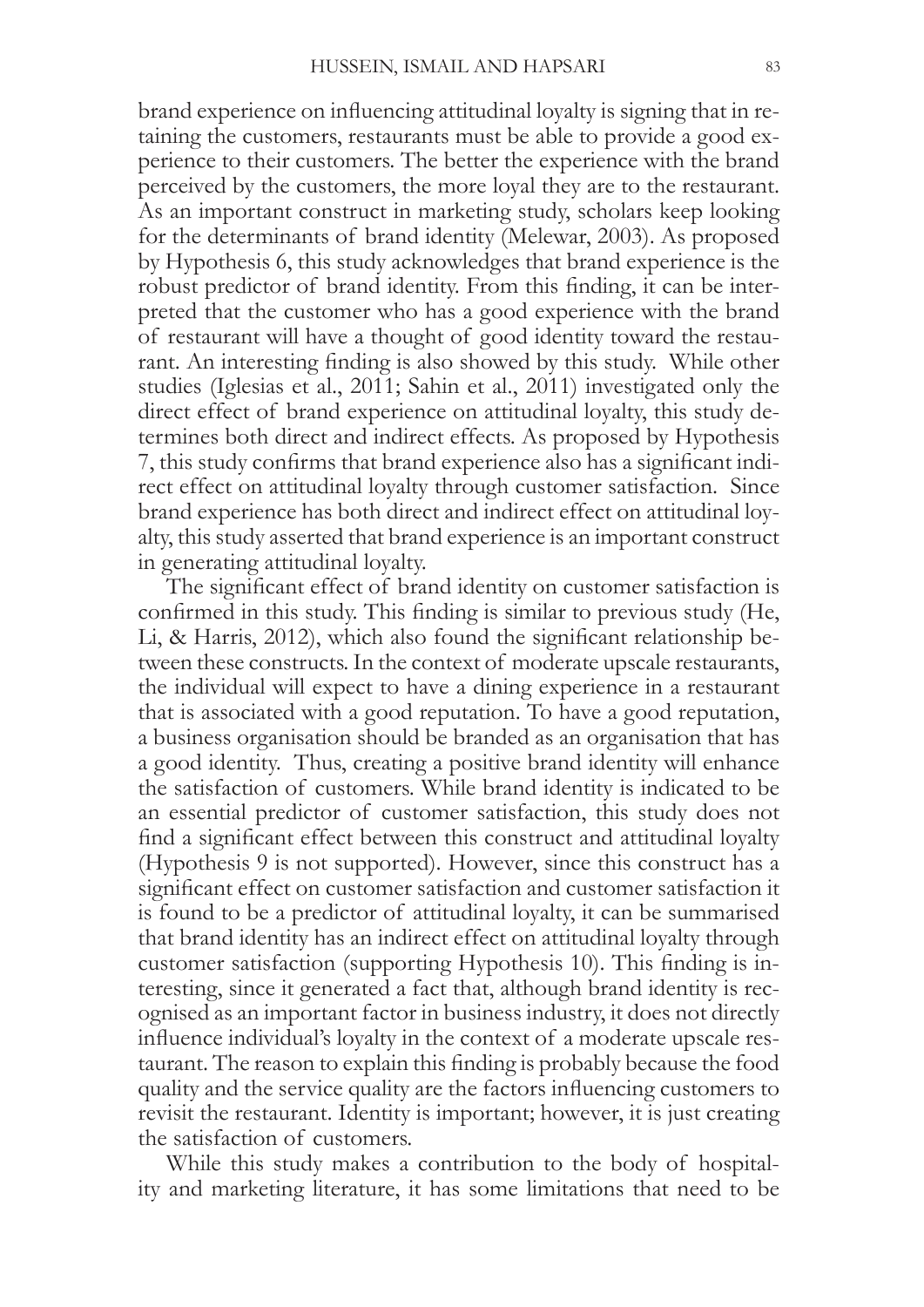brand experience on influencing attitudinal loyalty is signing that in retaining the customers, restaurants must be able to provide a good experience to their customers. The better the experience with the brand perceived by the customers, the more loyal they are to the restaurant. As an important construct in marketing study, scholars keep looking for the determinants of brand identity (Melewar, 2003). As proposed by Hypothesis 6, this study acknowledges that brand experience is the robust predictor of brand identity. From this finding, it can be interpreted that the customer who has a good experience with the brand of restaurant will have a thought of good identity toward the restaurant. An interesting finding is also showed by this study. While other studies (Iglesias et al., 2011; Sahin et al., 2011) investigated only the direct effect of brand experience on attitudinal loyalty, this study determines both direct and indirect effects. As proposed by Hypothesis 7, this study confirms that brand experience also has a significant indirect effect on attitudinal loyalty through customer satisfaction. Since brand experience has both direct and indirect effect on attitudinal loyalty, this study asserted that brand experience is an important construct in generating attitudinal loyalty.

The significant effect of brand identity on customer satisfaction is confirmed in this study. This finding is similar to previous study (He, Li, & Harris, 2012), which also found the significant relationship between these constructs. In the context of moderate upscale restaurants, the individual will expect to have a dining experience in a restaurant that is associated with a good reputation. To have a good reputation, a business organisation should be branded as an organisation that has a good identity. Thus, creating a positive brand identity will enhance the satisfaction of customers. While brand identity is indicated to be an essential predictor of customer satisfaction, this study does not find a significant effect between this construct and attitudinal loyalty (Hypothesis 9 is not supported). However, since this construct has a significant effect on customer satisfaction and customer satisfaction it is found to be a predictor of attitudinal loyalty, it can be summarised that brand identity has an indirect effect on attitudinal loyalty through customer satisfaction (supporting Hypothesis 10). This finding is interesting, since it generated a fact that, although brand identity is recognised as an important factor in business industry, it does not directly influence individual's loyalty in the context of a moderate upscale restaurant. The reason to explain this finding is probably because the food quality and the service quality are the factors influencing customers to revisit the restaurant. Identity is important; however, it is just creating the satisfaction of customers.

While this study makes a contribution to the body of hospitality and marketing literature, it has some limitations that need to be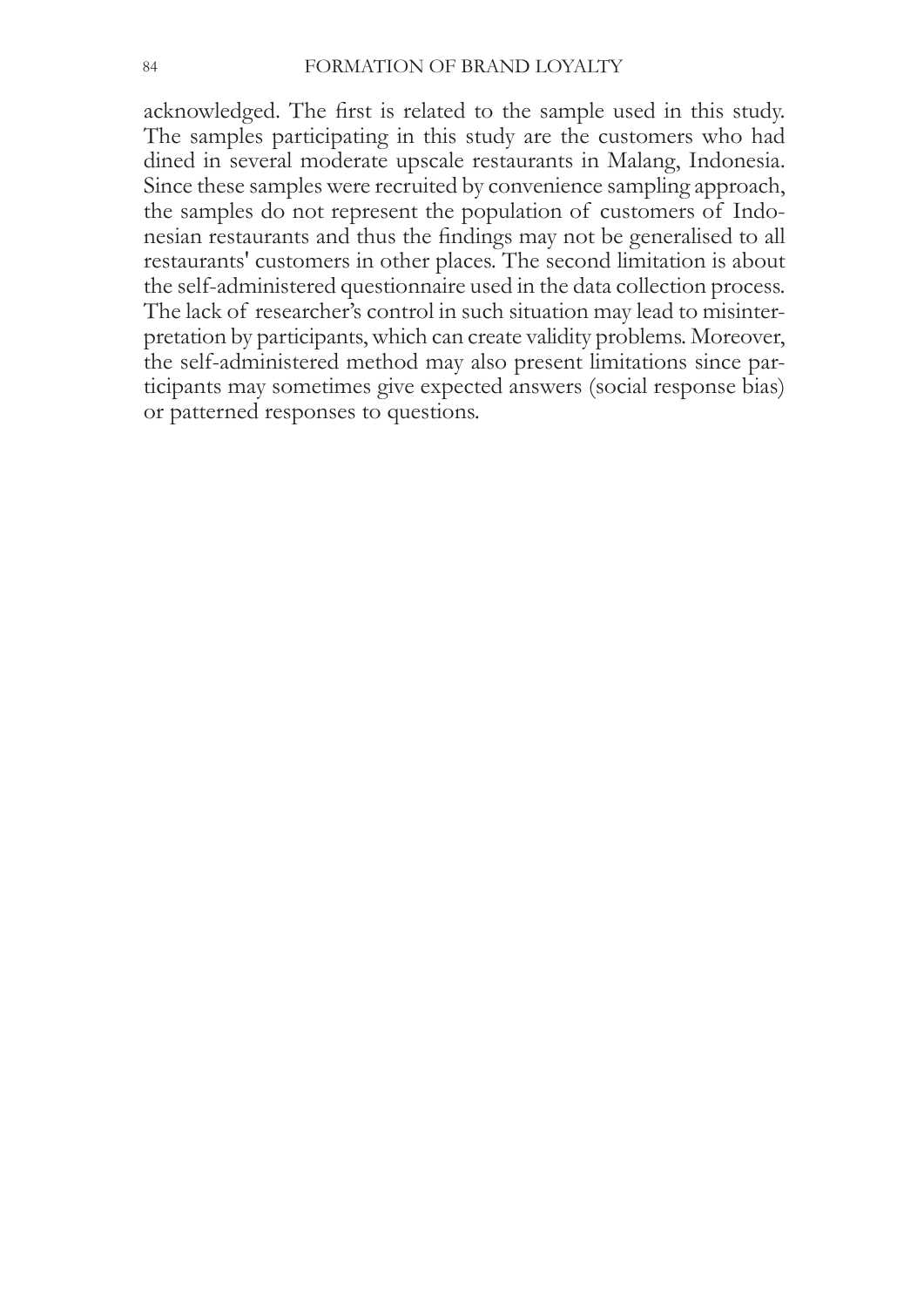acknowledged. The first is related to the sample used in this study. The samples participating in this study are the customers who had dined in several moderate upscale restaurants in Malang, Indonesia. Since these samples were recruited by convenience sampling approach, the samples do not represent the population of customers of Indonesian restaurants and thus the findings may not be generalised to all restaurants' customers in other places. The second limitation is about the self-administered questionnaire used in the data collection process. The lack of researcher's control in such situation may lead to misinterpretation by participants, which can create validity problems. Moreover, the self-administered method may also present limitations since participants may sometimes give expected answers (social response bias) or patterned responses to questions.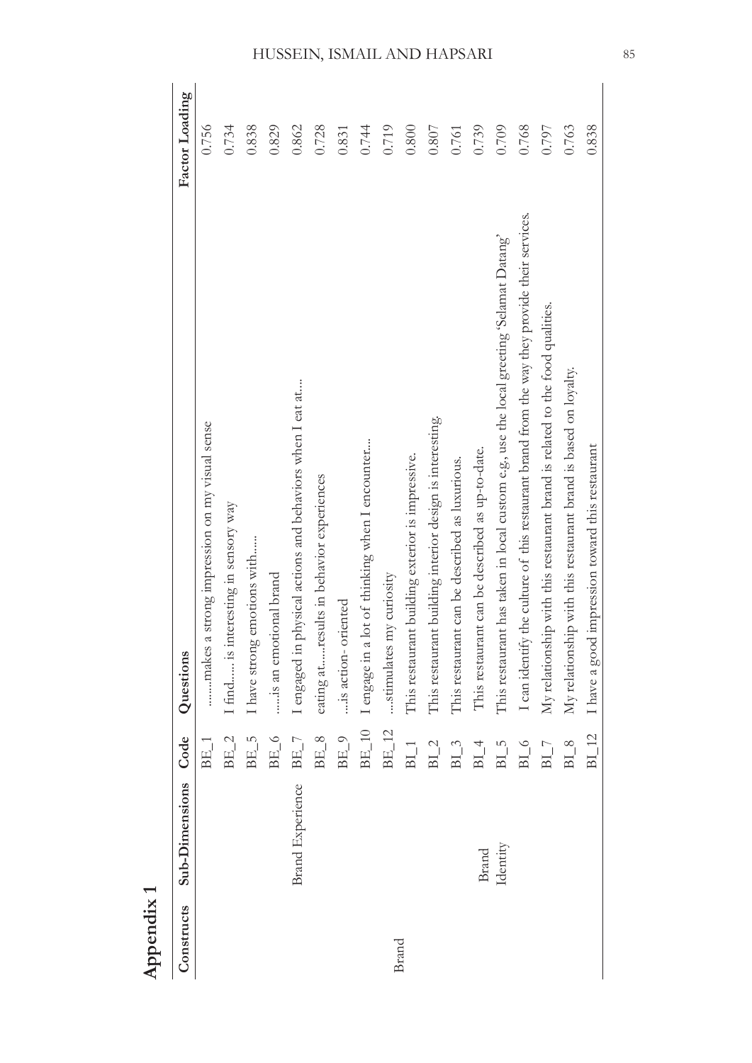# Appendix 1

| Constructs | Sub-Dimensions | Code | Questions | Factor Loading |
|---|---|---|---|---|
| | | BE_1 | ........makes a strong impression on my visual sense | 0.756 |
| | | BE_2 | I find...... is interesting in sensory way | 0.734 |
| | | BE_5 | I have strong emotions with...... | 0.838 |
| | | BE_6 | ......is an emotional brand | 0.829 |
| | Brand Experience | BE_7 | I engaged in physical actions and behaviors when I eat at.... | 0.862 |
| | | BE_8 | eating at......results in behavior experiences | 0.728 |
| | | BE_9 | ....is action- oriented | 0.831 |
| | | BE_10 | I engage in a lot of thinking when I encounter.... | 0.744 |
| Brand | | BE_12 | ....stimulates my curiosity | 0.719 |
| | | BI_1 | This restaurant building exterior is impressive. | 0.800 |
| | | BI_2 | This restaurant building interior design is interesting | 0.807 |
| | | BI_3 | This restaurant can be described as luxurious. | 0.761 |
| | Brand Identity | BI_4 | This restaurant can be described as up-to-date. | 0.739 |
| | | BI_5 | This restaurant has taken in local custom e.g, use the local greeting 'Selamat Datang' | 0.709 |
| | | BI_6 | I can identify the culture of this restaurant brand from the way they provide their services. | 0.768 |
| | | BI_7 | My relationship with this restaurant brand is related to the food qualities. | 0.797 |
| | | BI_8 | My relationship with this restaurant brand is based on loyalty. | 0.763 |
| | | BI_12 | I have a good impression toward this restaurant | 0.838 |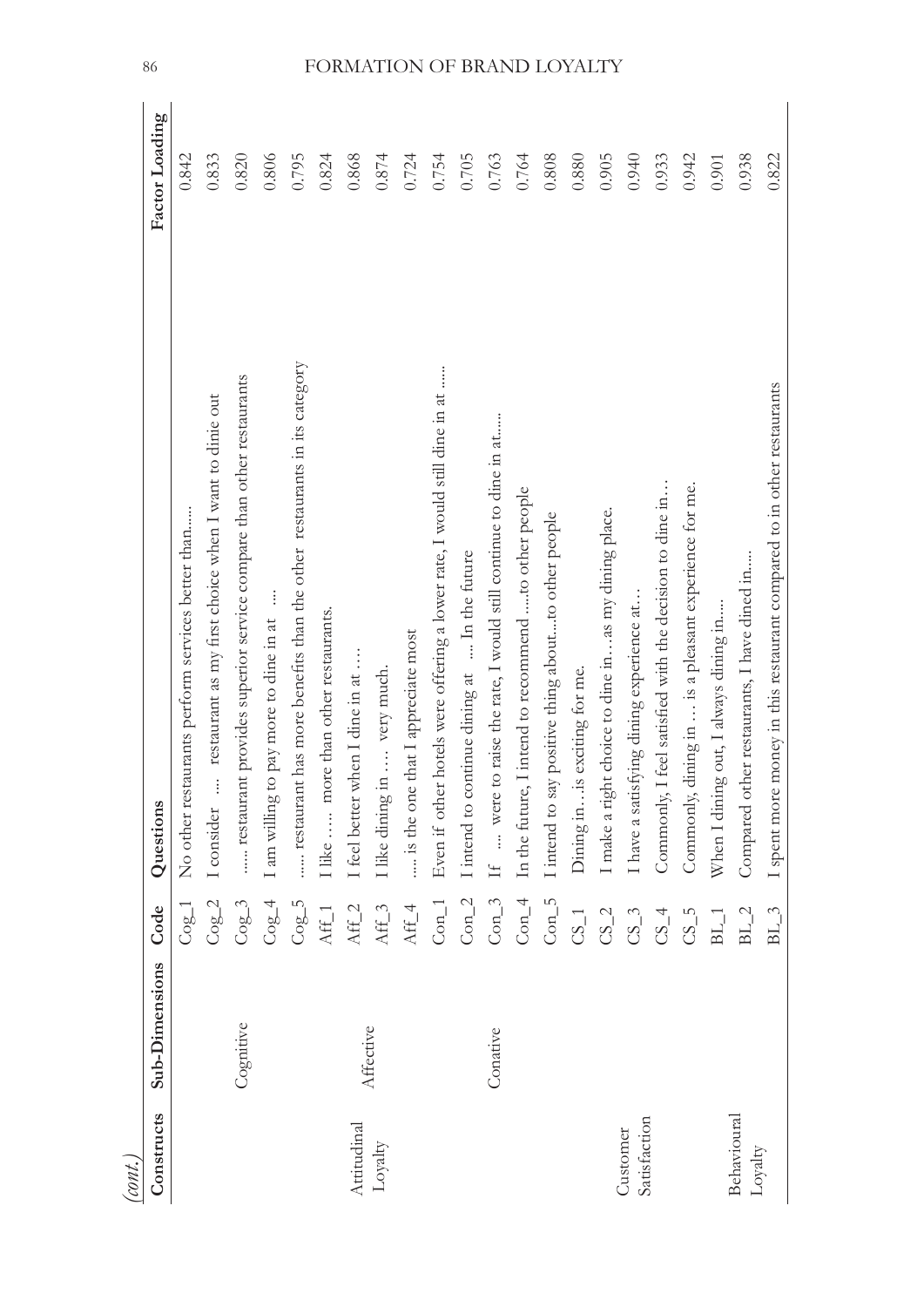(*cont.*)

| Constructs | Sub-Dimensions | Code | Questions | Factor Loading |
|---|---|---|---|---|
| Attitudinal Loyalty | Cognitive | Cog_1 | No other restaurants perform services better than...... | 0.842 |
| | | Cog_2 | I consider .... restaurant as my first choice when I want to dinie out | 0.833 |
| | | Cog_3 | ...... restaurant provides superior service compare than other restaurants | 0.820 |
| | | Cog_4 | I am willing to pay more to dine in at .... | 0.806 |
| | | Cog_5 | ...... restaurant has more benefits than the other restaurants in its category | 0.795 |
| | Affective | Aff_1 | I like ..... more than other restaurants. | 0.824 |
| | | Aff_2 | I feel better when I dine in at .... | 0.868 |
| | | Aff_3 | I like dining in .... very much. | 0.874 |
| | | Aff_4 | .....is the one that I appreciate most | 0.724 |
| | Conative | Con_1 | Even if other hotels were offering a lower rate, I would still dine in at ...... | 0.754 |
| | | Con_2 | I intend to continue dining at .... In the future | 0.705 |
| | | Con_3 | If .... were to raise the rate, I would still continue to dine in at...... | 0.763 |
| | | Con_4 | In the future, I intend to recommend .....to other people | 0.764 |
| | | Con_5 | I intend to say positive thing about....to other people | 0.808 |
| Customer Satisfaction | | CS_1 | Dining in…is exciting for me. | 0.880 |
| | | CS_2 | I make a right choice to dine in….as my dining place. | 0.905 |
| | | CS_3 | I have a satisfying dining experience at… | 0.940 |
| | | CS_4 | Commonly, I feel satisfied with the decision to dine in… | 0.933 |
| | | CS_5 | Commonly, dining in … is a pleasant experience for me. | 0.942 |
| Behavioural Loyalty | | BL_1 | When I dining out, I always dining in..... | 0.901 |
| | | BL_2 | Compared other restaurants, I have dined in.... | 0.938 |
| | | BL_3 | I spent more money in this restaurant compared to in other restaurants | 0.822 |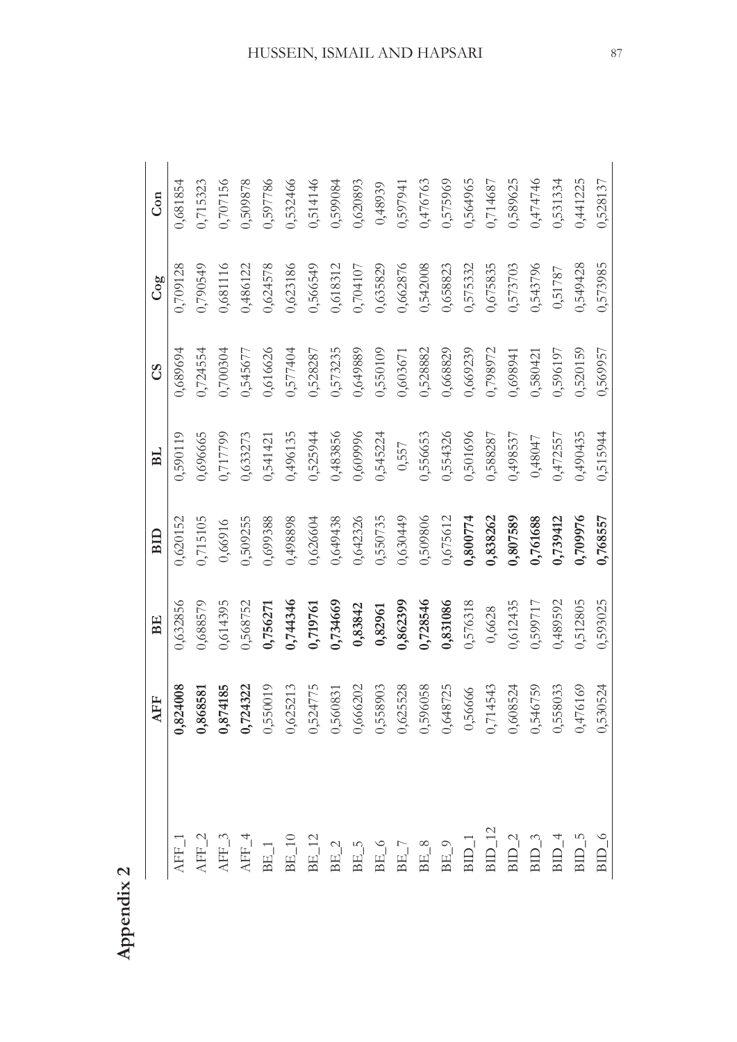# Appendix 2

| | AFF | BE | BID | BL | CS | Cog | Con |
|---|---|---|---|---|---|---|---|
| AFF_1 | **0,824008** | 0,632856 | 0,620152 | 0,590119 | 0,689694 | 0,709128 | 0,681854 |
| AFF_2 | **0,868581** | 0,688579 | 0,715105 | 0,696665 | 0,724554 | 0,790549 | 0,715323 |
| AFF_3 | **0,874185** | 0,614395 | 0,66916 | 0,717799 | 0,700304 | 0,681116 | 0,707156 |
| AFF_4 | **0,724322** | 0,568752 | 0,509255 | 0,633273 | 0,545677 | 0,486122 | 0,509878 |
| BE_1 | 0,550019 | **0,756271** | 0,699388 | 0,541421 | 0,616626 | 0,624578 | 0,597786 |
| BE_10 | 0,625213 | **0,744346** | 0,498898 | 0,496135 | 0,577404 | 0,623186 | 0,532466 |
| BE_12 | 0,524775 | **0,719761** | 0,626604 | 0,525944 | 0,528287 | 0,566549 | 0,514146 |
| BE_2 | 0,560831 | **0,734669** | 0,649438 | 0,483856 | 0,573235 | 0,618312 | 0,599084 |
| BE_5 | 0,666202 | **0,83842** | 0,642326 | 0,609996 | 0,649889 | 0,704107 | 0,620893 |
| BE_6 | 0,558903 | **0,82961** | 0,550735 | 0,545224 | 0,550109 | 0,635829 | 0,48939 |
| BE_7 | 0,625528 | **0,862399** | 0,630449 | 0,557 | 0,603671 | 0,662876 | 0,597941 |
| BE_8 | 0,596058 | **0,728546** | 0,509806 | 0,556653 | 0,528882 | 0,542008 | 0,476763 |
| BE_9 | 0,648725 | **0,831086** | 0,675612 | 0,554326 | 0,668829 | 0,658823 | 0,575969 |
| BID_1 | 0,56666 | 0,576318 | **0,800774** | 0,501696 | 0,669239 | 0,575332 | 0,564965 |
| BID_12 | 0,714543 | 0,6628 | **0,838262** | 0,588287 | 0,798972 | 0,675835 | 0,714687 |
| BID_2 | 0,608524 | 0,612435 | **0,807589** | 0,498537 | 0,698941 | 0,573703 | 0,589625 |
| BID_3 | 0,546759 | 0,599717 | **0,761688** | 0,48047 | 0,580421 | 0,543796 | 0,474746 |
| BID_4 | 0,558033 | 0,489592 | **0,739412** | 0,472557 | 0,596197 | 0,51787 | 0,531334 |
| BID_5 | 0,476169 | 0,512805 | **0,709976** | 0,490435 | 0,520159 | 0,549428 | 0,441225 |
| BID_6 | 0,530524 | 0,593025 | **0,768557** | 0,515944 | 0,569957 | 0,573985 | 0,528137 |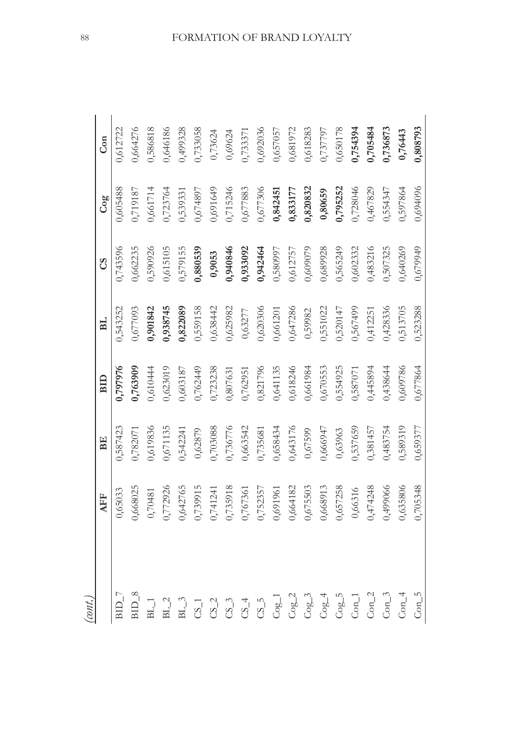*(cont.)*

|  | AFF | BE | BID | BL | CS | Cog | Con |
|---|---|---|---|---|---|---|---|
| BID_7 | 0,65033 | 0,587423 | **0,797976** | 0,543252 | 0,743596 | 0,605488 | 0,612722 |
| BID_8 | 0,668025 | 0,782071 | **0,763909** | 0,677093 | 0,662235 | 0,719187 | 0,664276 |
| BL_1 | 0,70481 | 0,619836 | 0,610444 | **0,901842** | 0,590926 | 0,661714 | 0,586818 |
| BL_2 | 0,772926 | 0,671135 | 0,623019 | **0,938745** | 0,615105 | 0,723764 | 0,646186 |
| BL_3 | 0,642765 | 0,542241 | 0,603187 | **0,822089** | 0,579155 | 0,539331 | 0,499328 |
| CS_1 | 0,739915 | 0,62879 | 0,762449 | 0,559158 | **0,880539** | 0,674897 | 0,733058 |
| CS_2 | 0,741241 | 0,703088 | 0,723238 | 0,638442 | **0,9053** | 0,691649 | 0,73624 |
| CS_3 | 0,735918 | 0,736776 | 0,807631 | 0,625982 | **0,940846** | 0,715246 | 0,69624 |
| CS_4 | 0,767361 | 0,663542 | 0,762951 | 0,63277 | **0,933092** | 0,677883 | 0,733371 |
| CS_5 | 0,752357 | 0,735681 | 0,821796 | 0,620306 | **0,942464** | 0,677306 | 0,692036 |
| Cog_1 | 0,691961 | 0,658434 | 0,641135 | 0,661201 | 0,580997 | **0,842451** | 0,657057 |
| Cog_2 | 0,664182 | 0,643176 | 0,618246 | 0,647286 | 0,612757 | **0,833177** | 0,681972 |
| Cog_3 | 0,675503 | 0,67599 | 0,661984 | 0,59982 | 0,609079 | **0,820832** | 0,618283 |
| Cog_4 | 0,668913 | 0,666947 | 0,670553 | 0,551022 | 0,689928 | **0,80659** | 0,737797 |
| Cog_5 | 0,657258 | 0,63963 | 0,554925 | 0,520147 | 0,565249 | **0,795252** | 0,650178 |
| Con_1 | 0,66316 | 0,537659 | 0,587071 | 0,567499 | 0,602332 | 0,728046 | **0,754394** |
| Con_2 | 0,474248 | 0,381457 | 0,445894 | 0,412251 | 0,483216 | 0,467829 | **0,705484** |
| Con_3 | 0,499066 | 0,483754 | 0,438644 | 0,428336 | 0,507325 | 0,554347 | **0,736873** |
| Con_4 | 0,635806 | 0,589319 | 0,609786 | 0,513705 | 0,640269 | 0,597864 | **0,76443** |
| Con_5 | 0,705348 | 0,659377 | 0,677864 | 0,523288 | 0,679949 | 0,694096 | **0,808793** |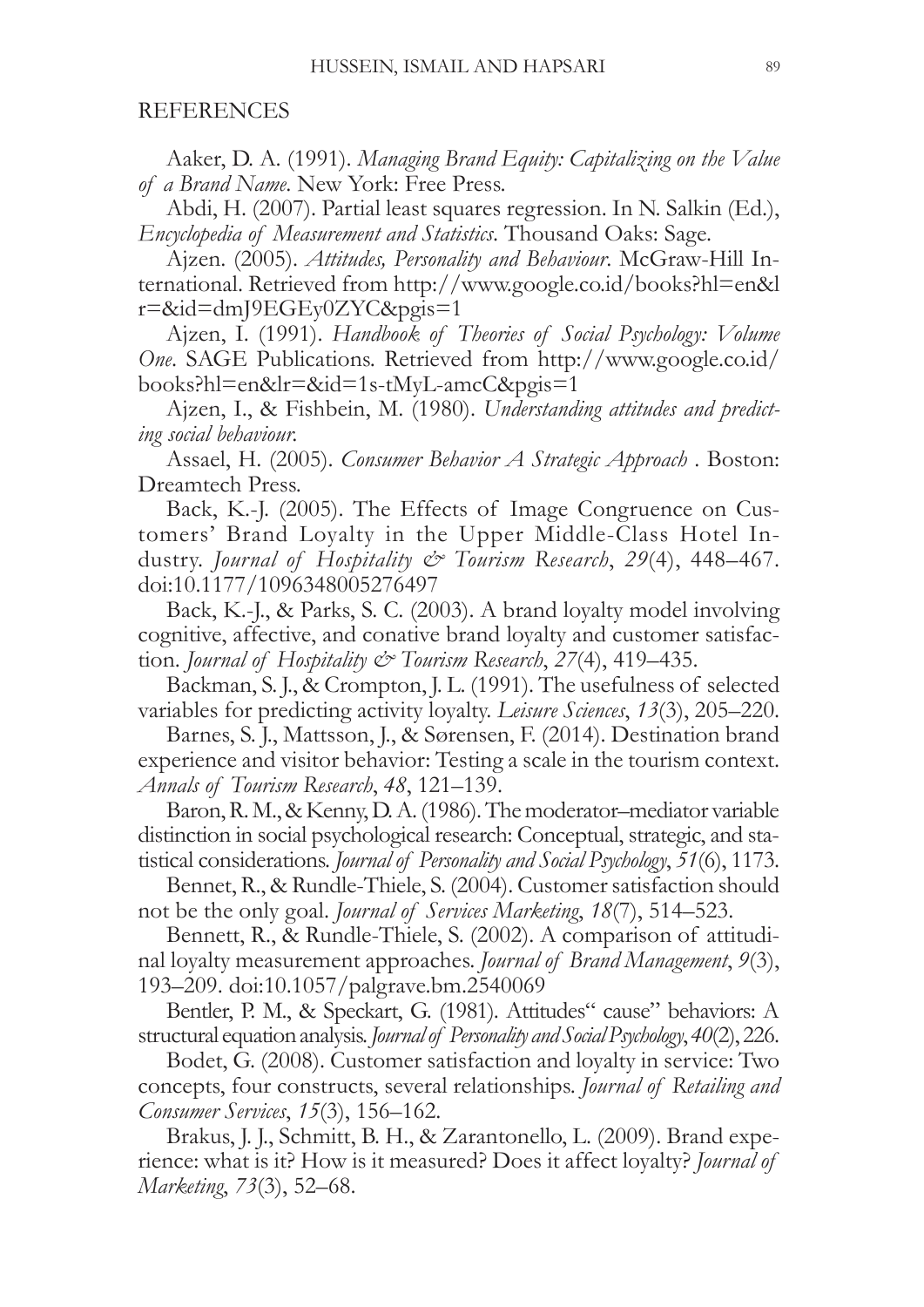## REFERENCES

Aaker, D. A. (1991). *Managing Brand Equity: Capitalizing on the Value of a Brand Name*. New York: Free Press.

Abdi, H. (2007). Partial least squares regression. In N. Salkin (Ed.), *Encyclopedia of Measurement and Statistics*. Thousand Oaks: Sage.

Ajzen. (2005). *Attitudes, Personality and Behaviour*. McGraw-Hill International. Retrieved from http://www.google.co.id/books?hl=en&lr=&id=dmJ9EGEy0ZYC&pgis=1

Ajzen, I. (1991). *Handbook of Theories of Social Psychology: Volume One*. SAGE Publications. Retrieved from http://www.google.co.id/books?hl=en&lr=&id=1s-tMyL-amcC&pgis=1

Ajzen, I., & Fishbein, M. (1980). *Understanding attitudes and predicting social behaviour*.

Assael, H. (2005). *Consumer Behavior A Strategic Approach* . Boston: Dreamtech Press.

Back, K.-J. (2005). The Effects of Image Congruence on Customers' Brand Loyalty in the Upper Middle-Class Hotel Industry. *Journal of Hospitality & Tourism Research*, *29*(4), 448–467. doi:10.1177/1096348005276497

Back, K.-J., & Parks, S. C. (2003). A brand loyalty model involving cognitive, affective, and conative brand loyalty and customer satisfaction. *Journal of Hospitality & Tourism Research*, *27*(4), 419–435.

Backman, S. J., & Crompton, J. L. (1991). The usefulness of selected variables for predicting activity loyalty. *Leisure Sciences*, *13*(3), 205–220.

Barnes, S. J., Mattsson, J., & Sørensen, F. (2014). Destination brand experience and visitor behavior: Testing a scale in the tourism context. *Annals of Tourism Research*, *48*, 121–139.

Baron, R. M., & Kenny, D. A. (1986). The moderator–mediator variable distinction in social psychological research: Conceptual, strategic, and statistical considerations. *Journal of Personality and Social Psychology*, *51*(6), 1173.

Bennet, R., & Rundle-Thiele, S. (2004). Customer satisfaction should not be the only goal. *Journal of Services Marketing*, *18*(7), 514–523.

Bennett, R., & Rundle-Thiele, S. (2002). A comparison of attitudinal loyalty measurement approaches. *Journal of Brand Management*, *9*(3), 193–209. doi:10.1057/palgrave.bm.2540069

Bentler, P. M., & Speckart, G. (1981). Attitudes" cause" behaviors: A structural equation analysis. *Journal of Personality and Social Psychology*, *40*(2), 226.

Bodet, G. (2008). Customer satisfaction and loyalty in service: Two concepts, four constructs, several relationships. *Journal of Retailing and Consumer Services*, *15*(3), 156–162.

Brakus, J. J., Schmitt, B. H., & Zarantonello, L. (2009). Brand experience: what is it? How is it measured? Does it affect loyalty? *Journal of Marketing*, *73*(3), 52–68.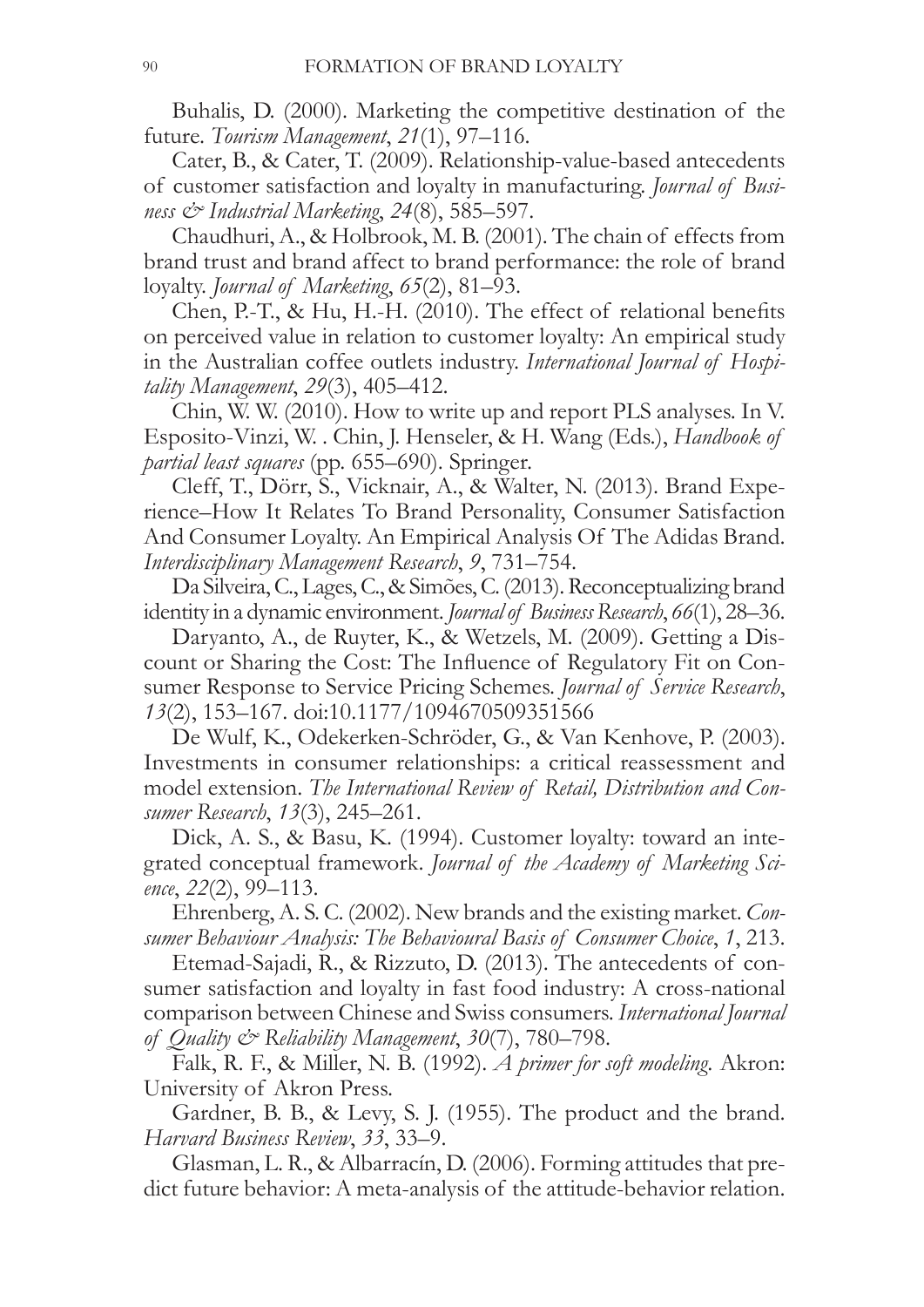Buhalis, D. (2000). Marketing the competitive destination of the future. *Tourism Management*, *21*(1), 97–116.

Cater, B., & Cater, T. (2009). Relationship-value-based antecedents of customer satisfaction and loyalty in manufacturing. *Journal of Business & Industrial Marketing*, *24*(8), 585–597.

Chaudhuri, A., & Holbrook, M. B. (2001). The chain of effects from brand trust and brand affect to brand performance: the role of brand loyalty. *Journal of Marketing*, *65*(2), 81–93.

Chen, P.-T., & Hu, H.-H. (2010). The effect of relational benefits on perceived value in relation to customer loyalty: An empirical study in the Australian coffee outlets industry. *International Journal of Hospitality Management*, *29*(3), 405–412.

Chin, W. W. (2010). How to write up and report PLS analyses. In V. Esposito-Vinzi, W. . Chin, J. Henseler, & H. Wang (Eds.), *Handbook of partial least squares* (pp. 655–690). Springer.

Cleff, T., Dörr, S., Vicknair, A., & Walter, N. (2013). Brand Experience–How It Relates To Brand Personality, Consumer Satisfaction And Consumer Loyalty. An Empirical Analysis Of The Adidas Brand. *Interdisciplinary Management Research*, *9*, 731–754.

Da Silveira, C., Lages, C., & Simões, C. (2013). Reconceptualizing brand identity in a dynamic environment. *Journal of Business Research*, *66*(1), 28–36.

Daryanto, A., de Ruyter, K., & Wetzels, M. (2009). Getting a Discount or Sharing the Cost: The Influence of Regulatory Fit on Consumer Response to Service Pricing Schemes. *Journal of Service Research*, *13*(2), 153–167. doi:10.1177/1094670509351566

De Wulf, K., Odekerken-Schröder, G., & Van Kenhove, P. (2003). Investments in consumer relationships: a critical reassessment and model extension. *The International Review of Retail, Distribution and Consumer Research*, *13*(3), 245–261.

Dick, A. S., & Basu, K. (1994). Customer loyalty: toward an integrated conceptual framework. *Journal of the Academy of Marketing Science*, *22*(2), 99–113.

Ehrenberg, A. S. C. (2002). New brands and the existing market. *Consumer Behaviour Analysis: The Behavioural Basis of Consumer Choice*, *1*, 213.

Etemad-Sajadi, R., & Rizzuto, D. (2013). The antecedents of consumer satisfaction and loyalty in fast food industry: A cross-national comparison between Chinese and Swiss consumers. *International Journal of Quality & Reliability Management*, *30*(7), 780–798.

Falk, R. F., & Miller, N. B. (1992). *A primer for soft modeling.* Akron: University of Akron Press.

Gardner, B. B., & Levy, S. J. (1955). The product and the brand. *Harvard Business Review*, *33*, 33–9.

Glasman, L. R., & Albarracín, D. (2006). Forming attitudes that predict future behavior: A meta-analysis of the attitude-behavior relation.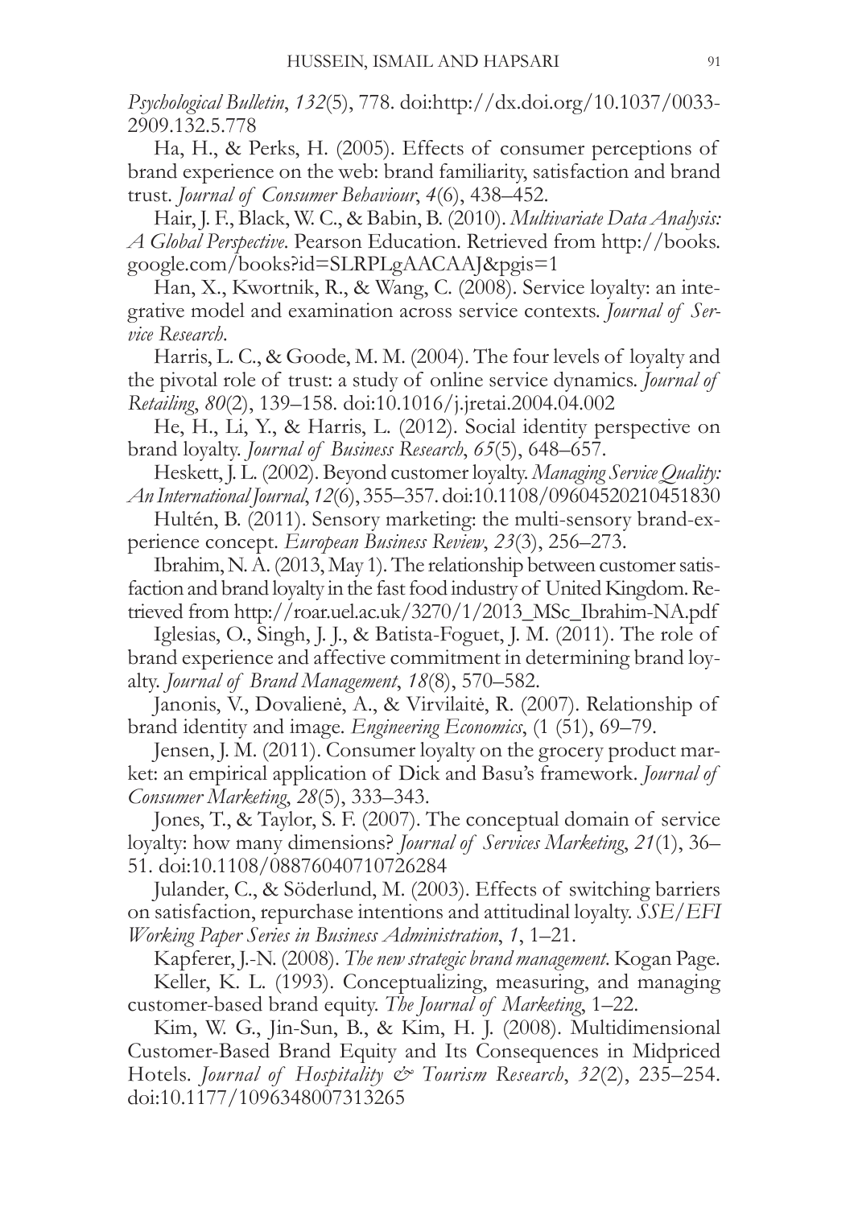*Psychological Bulletin*, *132*(5), 778. doi:http://dx.doi.org/10.1037/0033-2909.132.5.778

Ha, H., & Perks, H. (2005). Effects of consumer perceptions of brand experience on the web: brand familiarity, satisfaction and brand trust. *Journal of Consumer Behaviour*, *4*(6), 438–452.

Hair, J. F., Black, W. C., & Babin, B. (2010). *Multivariate Data Analysis: A Global Perspective*. Pearson Education. Retrieved from http://books.google.com/books?id=SLRPLgAACAAJ&pgis=1

Han, X., Kwortnik, R., & Wang, C. (2008). Service loyalty: an integrative model and examination across service contexts. *Journal of Service Research*.

Harris, L. C., & Goode, M. M. (2004). The four levels of loyalty and the pivotal role of trust: a study of online service dynamics. *Journal of Retailing*, *80*(2), 139–158. doi:10.1016/j.jretai.2004.04.002

He, H., Li, Y., & Harris, L. (2012). Social identity perspective on brand loyalty. *Journal of Business Research*, *65*(5), 648–657.

Heskett, J. L. (2002). Beyond customer loyalty. *Managing Service Quality: An International Journal*, *12*(6), 355–357. doi:10.1108/09604520210451830

Hultén, B. (2011). Sensory marketing: the multi-sensory brand-experience concept. *European Business Review*, *23*(3), 256–273.

Ibrahim, N. A. (2013, May 1). The relationship between customer satisfaction and brand loyalty in the fast food industry of United Kingdom. Retrieved from http://roar.uel.ac.uk/3270/1/2013_MSc_Ibrahim-NA.pdf

Iglesias, O., Singh, J. J., & Batista-Foguet, J. M. (2011). The role of brand experience and affective commitment in determining brand loyalty. *Journal of Brand Management*, *18*(8), 570–582.

Janonis, V., Dovalienė, A., & Virvilaitė, R. (2007). Relationship of brand identity and image. *Engineering Economics*, (1 (51), 69–79.

Jensen, J. M. (2011). Consumer loyalty on the grocery product market: an empirical application of Dick and Basu's framework. *Journal of Consumer Marketing*, *28*(5), 333–343.

Jones, T., & Taylor, S. F. (2007). The conceptual domain of service loyalty: how many dimensions? *Journal of Services Marketing*, *21*(1), 36–51. doi:10.1108/08876040710726284

Julander, C., & Söderlund, M. (2003). Effects of switching barriers on satisfaction, repurchase intentions and attitudinal loyalty. *SSE/EFI Working Paper Series in Business Administration*, *1*, 1–21.

Kapferer, J.-N. (2008). *The new strategic brand management*. Kogan Page.

Keller, K. L. (1993). Conceptualizing, measuring, and managing customer-based brand equity. *The Journal of Marketing*, 1–22.

Kim, W. G., Jin-Sun, B., & Kim, H. J. (2008). Multidimensional Customer-Based Brand Equity and Its Consequences in Midpriced Hotels. *Journal of Hospitality & Tourism Research*, *32*(2), 235–254. doi:10.1177/1096348007313265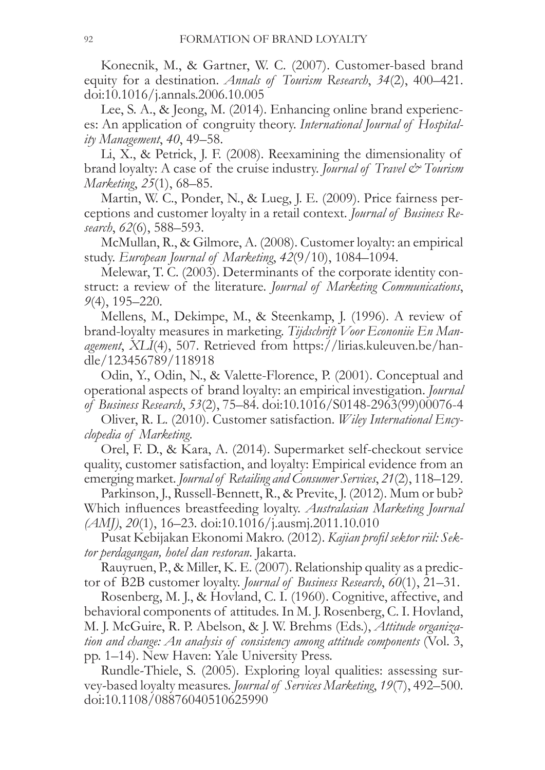Konecnik, M., & Gartner, W. C. (2007). Customer-based brand equity for a destination. *Annals of Tourism Research*, *34*(2), 400–421. doi:10.1016/j.annals.2006.10.005

Lee, S. A., & Jeong, M. (2014). Enhancing online brand experiences: An application of congruity theory. *International Journal of Hospitality Management*, *40*, 49–58.

Li, X., & Petrick, J. F. (2008). Reexamining the dimensionality of brand loyalty: A case of the cruise industry. *Journal of Travel & Tourism Marketing*, *25*(1), 68–85.

Martin, W. C., Ponder, N., & Lueg, J. E. (2009). Price fairness perceptions and customer loyalty in a retail context. *Journal of Business Research*, *62*(6), 588–593.

McMullan, R., & Gilmore, A. (2008). Customer loyalty: an empirical study. *European Journal of Marketing*, *42*(9/10), 1084–1094.

Melewar, T. C. (2003). Determinants of the corporate identity construct: a review of the literature. *Journal of Marketing Communications*, *9*(4), 195–220.

Mellens, M., Dekimpe, M., & Steenkamp, J. (1996). A review of brand-loyalty measures in marketing. *Tijdschrift Voor Econoniie En Management*, *XLI*(4), 507. Retrieved from https://lirias.kuleuven.be/handle/123456789/118918

Odin, Y., Odin, N., & Valette-Florence, P. (2001). Conceptual and operational aspects of brand loyalty: an empirical investigation. *Journal of Business Research*, *53*(2), 75–84. doi:10.1016/S0148-2963(99)00076-4

Oliver, R. L. (2010). Customer satisfaction. *Wiley International Encyclopedia of Marketing*.

Orel, F. D., & Kara, A. (2014). Supermarket self-checkout service quality, customer satisfaction, and loyalty: Empirical evidence from an emerging market. *Journal of Retailing and Consumer Services*, *21*(2), 118–129.

Parkinson, J., Russell-Bennett, R., & Previte, J. (2012). Mum or bub? Which influences breastfeeding loyalty. *Australasian Marketing Journal (AMJ)*, *20*(1), 16–23. doi:10.1016/j.ausmj.2011.10.010

Pusat Kebijakan Ekonomi Makro. (2012). *Kajian profil sektor riil: Sektor perdagangan, hotel dan restoran*. Jakarta.

Rauyruen, P., & Miller, K. E. (2007). Relationship quality as a predictor of B2B customer loyalty. *Journal of Business Research*, *60*(1), 21–31.

Rosenberg, M. J., & Hovland, C. I. (1960). Cognitive, affective, and behavioral components of attitudes. In M. J. Rosenberg, C. I. Hovland, M. J. McGuire, R. P. Abelson, & J. W. Brehms (Eds.), *Attitude organization and change: An analysis of consistency among attitude components* (Vol. 3, pp. 1–14). New Haven: Yale University Press.

Rundle-Thiele, S. (2005). Exploring loyal qualities: assessing survey-based loyalty measures. *Journal of Services Marketing*, *19*(7), 492–500. doi:10.1108/08876040510625990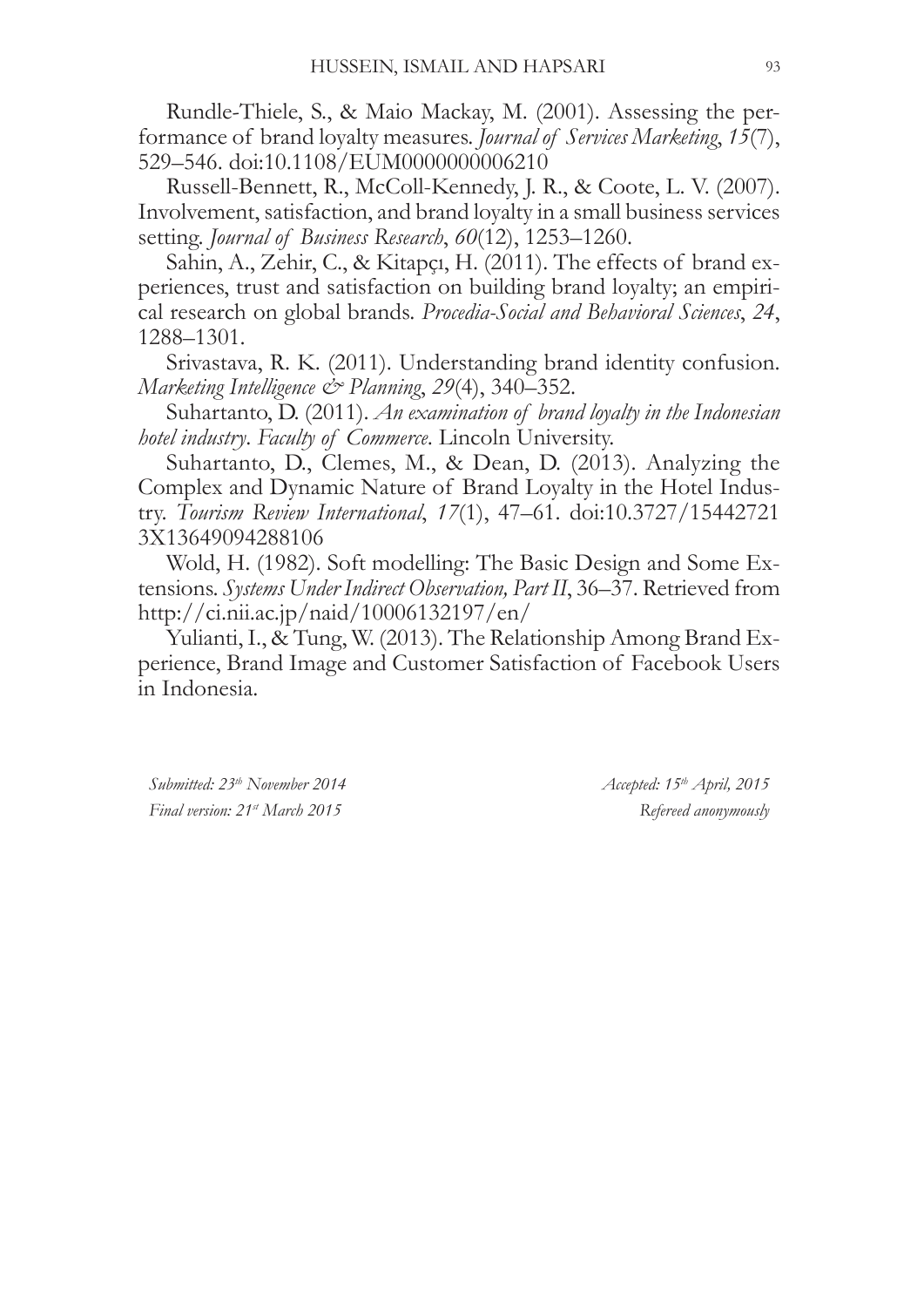Rundle-Thiele, S., & Maio Mackay, M. (2001). Assessing the performance of brand loyalty measures. *Journal of Services Marketing*, *15*(7), 529–546. doi:10.1108/EUM0000000006210

Russell-Bennett, R., McColl-Kennedy, J. R., & Coote, L. V. (2007). Involvement, satisfaction, and brand loyalty in a small business services setting. *Journal of Business Research*, *60*(12), 1253–1260.

Sahin, A., Zehir, C., & Kitapçı, H. (2011). The effects of brand experiences, trust and satisfaction on building brand loyalty; an empirical research on global brands. *Procedia-Social and Behavioral Sciences*, *24*, 1288–1301.

Srivastava, R. K. (2011). Understanding brand identity confusion. *Marketing Intelligence & Planning*, *29*(4), 340–352.

Suhartanto, D. (2011). *An examination of brand loyalty in the Indonesian hotel industry*. *Faculty of Commerce*. Lincoln University.

Suhartanto, D., Clemes, M., & Dean, D. (2013). Analyzing the Complex and Dynamic Nature of Brand Loyalty in the Hotel Industry. *Tourism Review International*, *17*(1), 47–61. doi:10.3727/154427213X13649094288106

Wold, H. (1982). Soft modelling: The Basic Design and Some Extensions. *Systems Under Indirect Observation, Part II*, 36–37. Retrieved from http://ci.nii.ac.jp/naid/10006132197/en/

Yulianti, I., & Tung, W. (2013). The Relationship Among Brand Experience, Brand Image and Customer Satisfaction of Facebook Users in Indonesia.

*Submitted: 23th November 2014* *Accepted: 15th April, 2015*

*Final version: 21st March 2015* *Refereed anonymously*